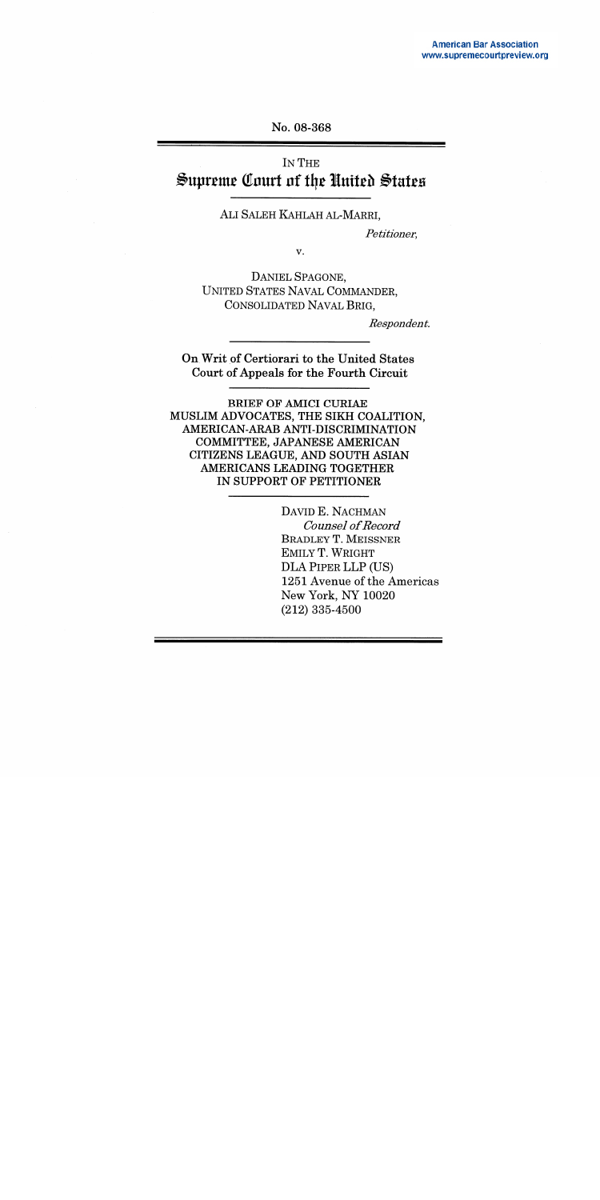No. 08-368

IN THE

# Supreme Court of the United States

ALI SALEH KAHLAH AL-MARRI,

*Petitioner,*

v.

DANIEL SPAGONE,
UNITED STATES NAVAL COMMANDER,
CONSOLIDATED NAVAL BRIG,

*Respondent.*

**On Writ of Certiorari to the United States Court of Appeals for the Fourth Circuit**

BRIEF OF AMICI CURIAE
MUSLIM ADVOCATES, THE SIKH COALITION,
AMERICAN-ARAB ANTI-DISCRIMINATION COMMITTEE, JAPANESE AMERICAN CITIZENS LEAGUE, AND SOUTH ASIAN AMERICANS LEADING TOGETHER
IN SUPPORT OF PETITIONER

DAVID E. NACHMAN
*Counsel of Record*
BRADLEY T. MEISSNER
EMILY T. WRIGHT
DLA PIPER LLP (US)
1251 Avenue of the Americas
New York, NY 10020
(212) 335-4500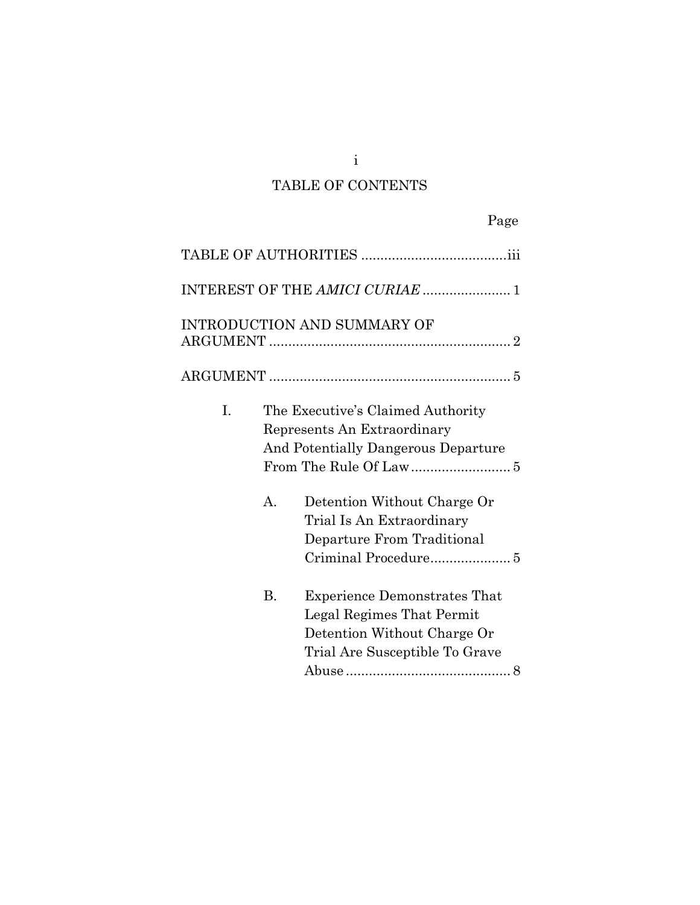# TABLE OF CONTENTS

Page

TABLE OF AUTHORITIES .....................................iii

INTEREST OF THE *AMICI CURIAE* ...................... 1

INTRODUCTION AND SUMMARY OF ARGUMENT .............................................................. 2

ARGUMENT .............................................................. 5

I. The Executive's Claimed Authority Represents An Extraordinary And Potentially Dangerous Departure From The Rule Of Law .......................... 5

   A. Detention Without Charge Or Trial Is An Extraordinary Departure From Traditional Criminal Procedure..................... 5

   B. Experience Demonstrates That Legal Regimes That Permit Detention Without Charge Or Trial Are Susceptible To Grave Abuse ........................................... 8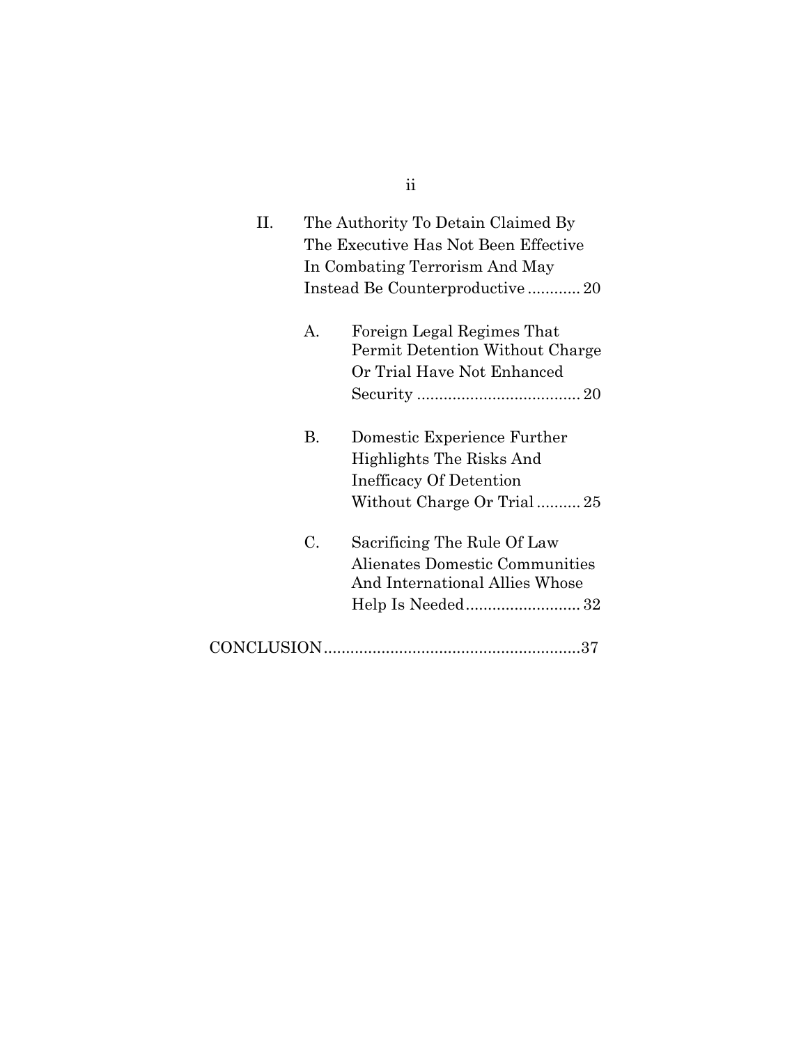II. The Authority To Detain Claimed By The Executive Has Not Been Effective In Combating Terrorism And May Instead Be Counterproductive ............ 20

  A. Foreign Legal Regimes That Permit Detention Without Charge Or Trial Have Not Enhanced Security ..................................... 20

  B. Domestic Experience Further Highlights The Risks And Inefficacy Of Detention Without Charge Or Trial .......... 25

  C. Sacrificing The Rule Of Law Alienates Domestic Communities And International Allies Whose Help Is Needed.......................... 32

CONCLUSION.........................................................37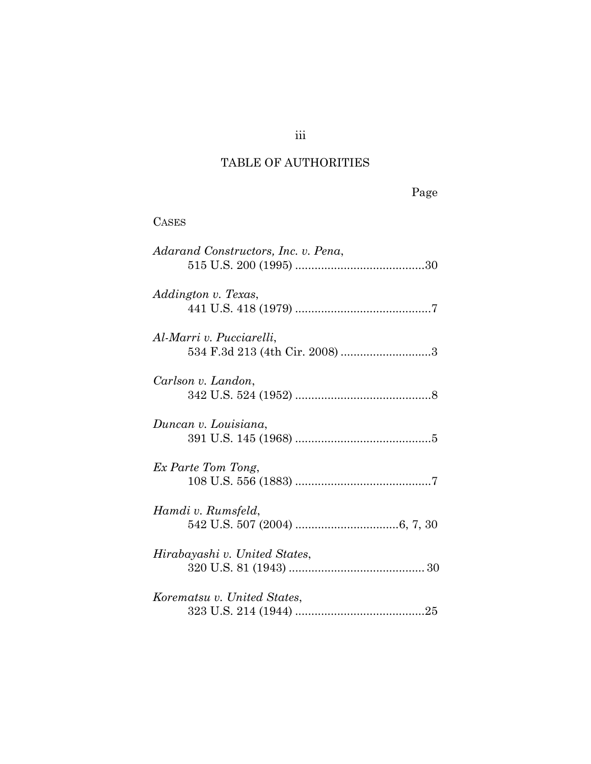# TABLE OF AUTHORITIES

Page

CASES

*Adarand Constructors, Inc. v. Pena*,
515 U.S. 200 (1995) ........................................30

*Addington v. Texas*,
441 U.S. 418 (1979) ..........................................7

*Al-Marri v. Pucciarelli*,
534 F.3d 213 (4th Cir. 2008) ............................3

*Carlson v. Landon*,
342 U.S. 524 (1952) ..........................................8

*Duncan v. Louisiana*,
391 U.S. 145 (1968) ..........................................5

*Ex Parte Tom Tong*,
108 U.S. 556 (1883) ..........................................7

*Hamdi v. Rumsfeld*,
542 U.S. 507 (2004) ................................6, 7, 30

*Hirabayashi v. United States*,
320 U.S. 81 (1943) .......................................... 30

*Korematsu v. United States*,
323 U.S. 214 (1944) ........................................25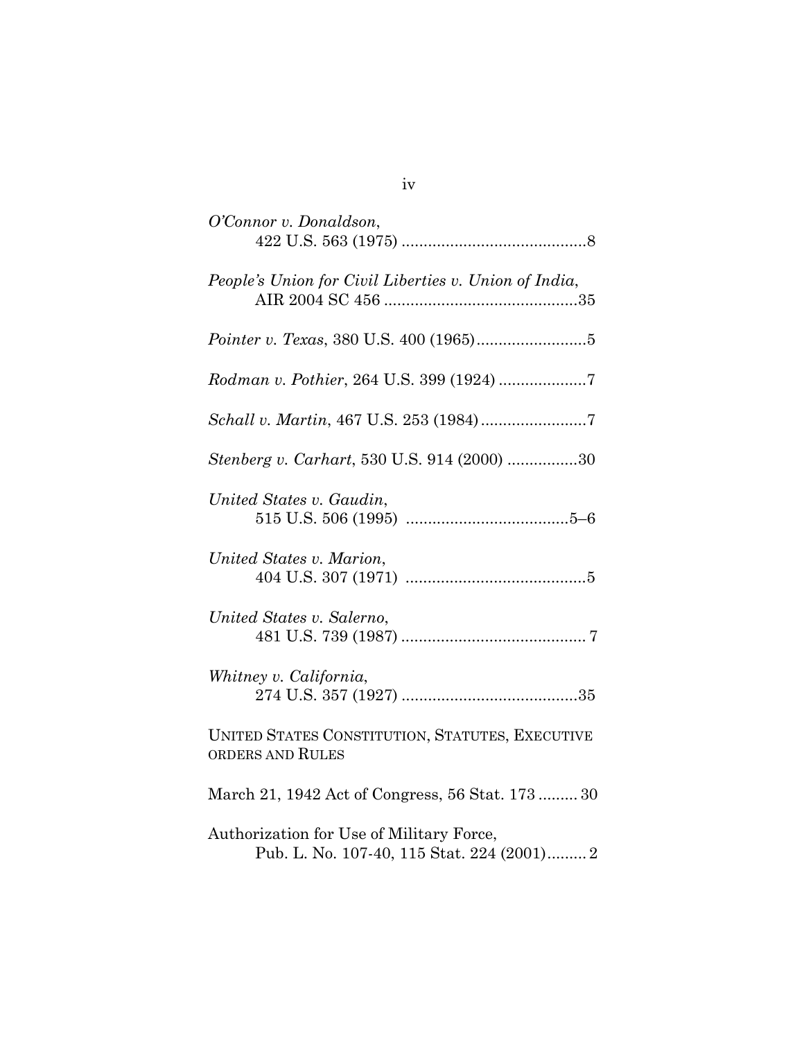*O'Connor v. Donaldson*,
422 U.S. 563 (1975) .........................................8

*People's Union for Civil Liberties v. Union of India*,
AIR 2004 SC 456 ............................................35

*Pointer v. Texas*, 380 U.S. 400 (1965).........................5

*Rodman v. Pothier*, 264 U.S. 399 (1924) ....................7

*Schall v. Martin*, 467 U.S. 253 (1984)........................7

*Stenberg v. Carhart*, 530 U.S. 914 (2000) ................30

*United States v. Gaudin*,
515 U.S. 506 (1995) ....................................5–6

*United States v. Marion*,
404 U.S. 307 (1971) .........................................5

*United States v. Salerno*,
481 U.S. 739 (1987) .......................................... 7

*Whitney v. California*,
274 U.S. 357 (1927) ........................................35

UNITED STATES CONSTITUTION, STATUTES, EXECUTIVE ORDERS AND RULES

March 21, 1942 Act of Congress, 56 Stat. 173 ......... 30

Authorization for Use of Military Force,
Pub. L. No. 107-40, 115 Stat. 224 (2001)......... 2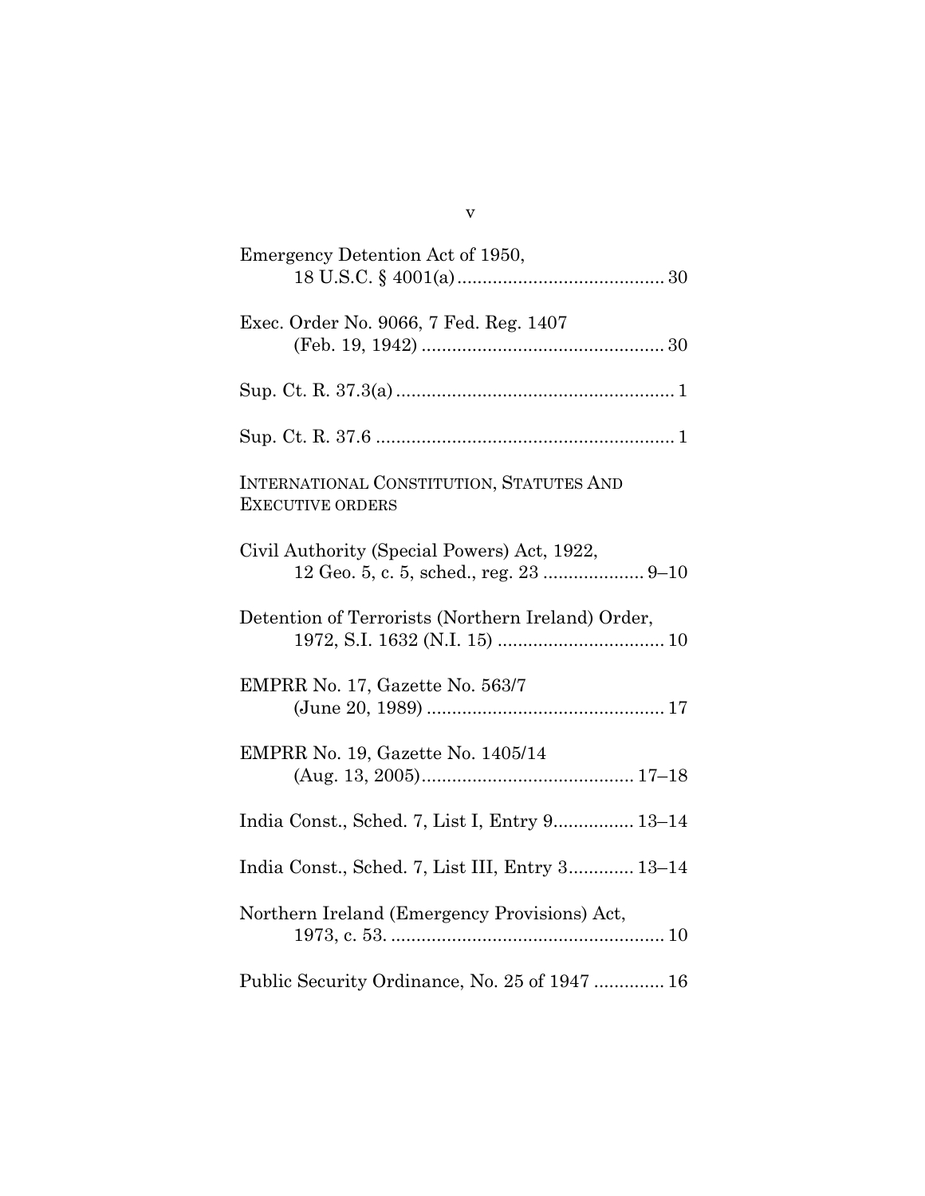Emergency Detention Act of 1950,
  18 U.S.C. § 4001(a) ........................................ 30

Exec. Order No. 9066, 7 Fed. Reg. 1407
  (Feb. 19, 1942) ................................................ 30

Sup. Ct. R. 37.3(a) ...................................................... 1

Sup. Ct. R. 37.6 .......................................................... 1

INTERNATIONAL CONSTITUTION, STATUTES AND EXECUTIVE ORDERS

Civil Authority (Special Powers) Act, 1922,
  12 Geo. 5, c. 5, sched., reg. 23 .................... 9–10

Detention of Terrorists (Northern Ireland) Order,
  1972, S.I. 1632 (N.I. 15) ................................ 10

EMPRR No. 17, Gazette No. 563/7
  (June 20, 1989) ............................................... 17

EMPRR No. 19, Gazette No. 1405/14
  (Aug. 13, 2005)......................................... 17–18

India Const., Sched. 7, List I, Entry 9................ 13–14

India Const., Sched. 7, List III, Entry 3............. 13–14

Northern Ireland (Emergency Provisions) Act,
  1973, c. 53. ..................................................... 10

Public Security Ordinance, No. 25 of 1947 .............. 16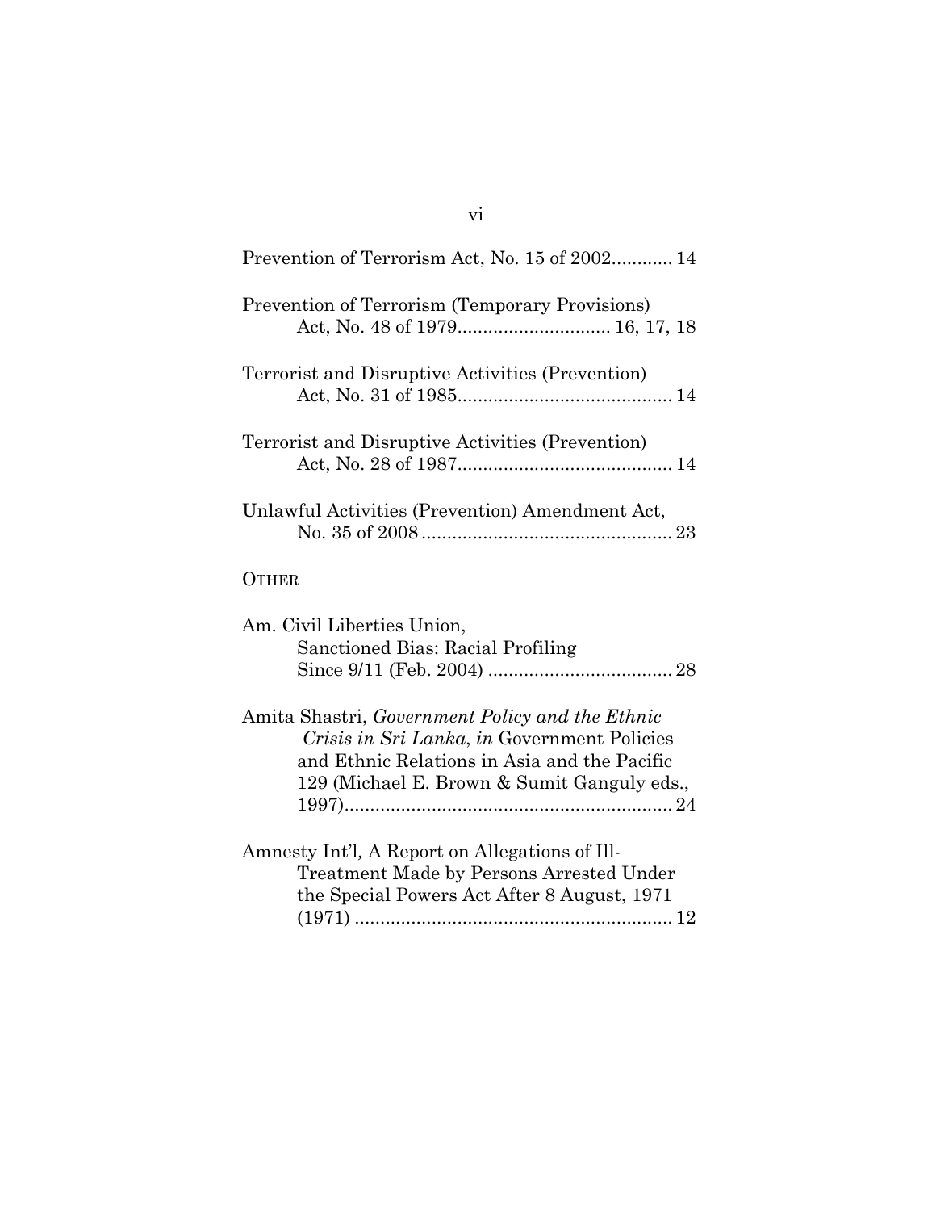Prevention of Terrorism Act, No. 15 of 2002............ 14

Prevention of Terrorism (Temporary Provisions) Act, No. 48 of 1979.............................. 16, 17, 18

Terrorist and Disruptive Activities (Prevention) Act, No. 31 of 1985.......................................... 14

Terrorist and Disruptive Activities (Prevention) Act, No. 28 of 1987.......................................... 14

Unlawful Activities (Prevention) Amendment Act, No. 35 of 2008 ................................................. 23

OTHER

Am. Civil Liberties Union, Sanctioned Bias: Racial Profiling Since 9/11 (Feb. 2004) .................................... 28

Amita Shastri, *Government Policy and the Ethnic Crisis in Sri Lanka*, *in* Government Policies and Ethnic Relations in Asia and the Pacific 129 (Michael E. Brown & Sumit Ganguly eds., 1997)................................................................ 24

Amnesty Int'l, A Report on Allegations of Ill-Treatment Made by Persons Arrested Under the Special Powers Act After 8 August, 1971 (1971) ............................................................. 12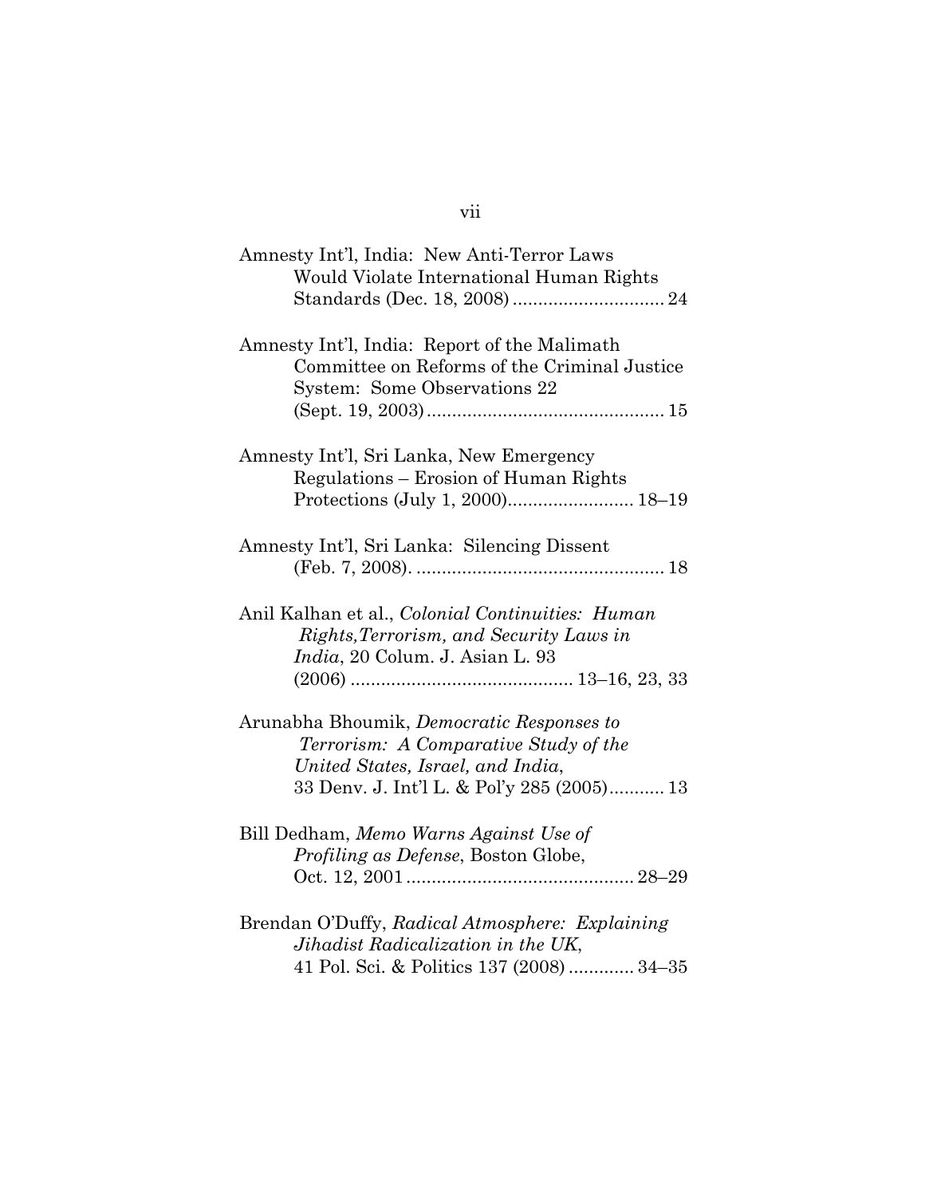Amnesty Int'l, India: New Anti-Terror Laws Would Violate International Human Rights Standards (Dec. 18, 2008) .............................. 24

Amnesty Int'l, India: Report of the Malimath Committee on Reforms of the Criminal Justice System: Some Observations 22 (Sept. 19, 2003) ............................................... 15

Amnesty Int'l, Sri Lanka, New Emergency Regulations – Erosion of Human Rights Protections (July 1, 2000)......................... 18–19

Amnesty Int'l, Sri Lanka: Silencing Dissent (Feb. 7, 2008). ................................................. 18

Anil Kalhan et al., *Colonial Continuities: Human Rights,Terrorism, and Security Laws in India*, 20 Colum. J. Asian L. 93 (2006) ............................................ 13–16, 23, 33

Arunabha Bhoumik, *Democratic Responses to Terrorism: A Comparative Study of the United States, Israel, and India*, 33 Denv. J. Int'l L. & Pol'y 285 (2005)........... 13

Bill Dedham, *Memo Warns Against Use of Profiling as Defense*, Boston Globe, Oct. 12, 2001 ............................................. 28–29

Brendan O'Duffy, *Radical Atmosphere: Explaining Jihadist Radicalization in the UK*, 41 Pol. Sci. & Politics 137 (2008) ............. 34–35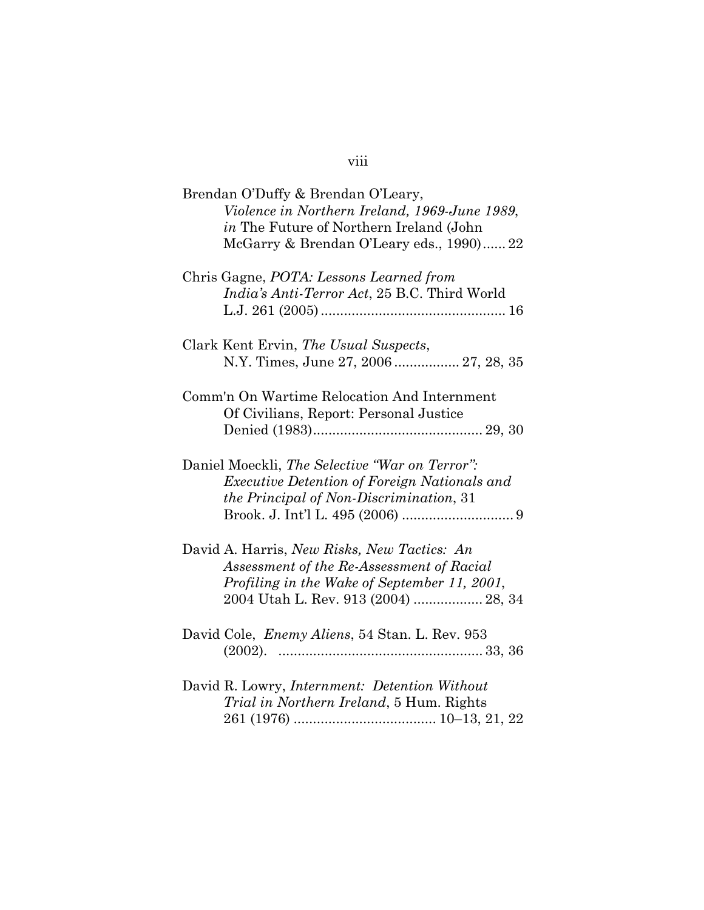Brendan O'Duffy & Brendan O'Leary, *Violence in Northern Ireland, 1969-June 1989*, *in* The Future of Northern Ireland (John McGarry & Brendan O'Leary eds., 1990)...... 22

Chris Gagne, *POTA: Lessons Learned from India's Anti-Terror Act*, 25 B.C. Third World L.J. 261 (2005)................................................ 16

Clark Kent Ervin, *The Usual Suspects*, N.Y. Times, June 27, 2006................. 27, 28, 35

Comm'n On Wartime Relocation And Internment Of Civilians, Report: Personal Justice Denied (1983)............................................ 29, 30

Daniel Moeckli, *The Selective "War on Terror": Executive Detention of Foreign Nationals and the Principal of Non-Discrimination*, 31 Brook. J. Int'l L. 495 (2006) ............................. 9

David A. Harris, *New Risks, New Tactics: An Assessment of the Re-Assessment of Racial Profiling in the Wake of September 11, 2001*, 2004 Utah L. Rev. 913 (2004) .................. 28, 34

David Cole, *Enemy Aliens*, 54 Stan. L. Rev. 953 (2002). ..................................................... 33, 36

David R. Lowry, *Internment: Detention Without Trial in Northern Ireland*, 5 Hum. Rights 261 (1976) ..................................... 10–13, 21, 22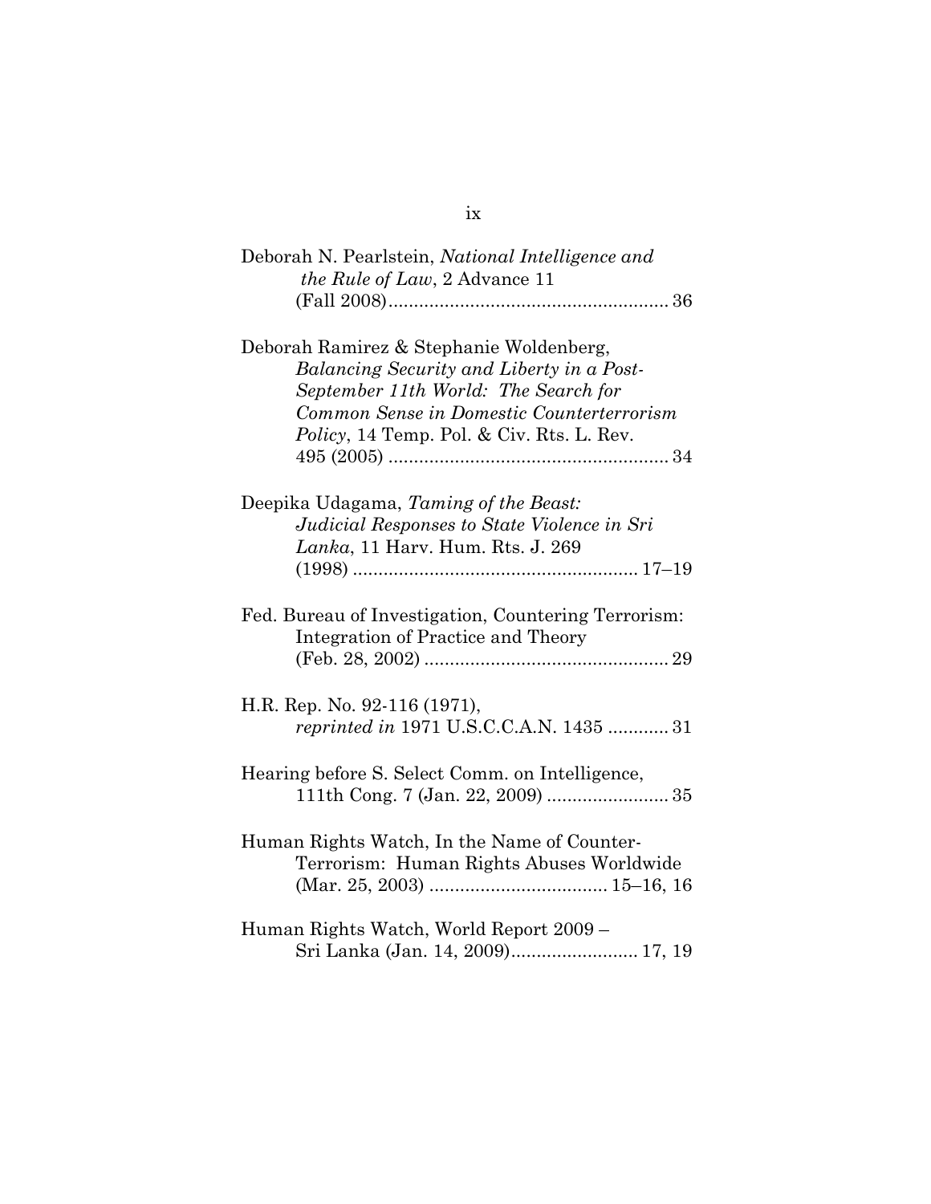Deborah N. Pearlstein, *National Intelligence and the Rule of Law*, 2 Advance 11 (Fall 2008)....................................................... 36

Deborah Ramirez & Stephanie Woldenberg, *Balancing Security and Liberty in a Post-September 11th World: The Search for Common Sense in Domestic Counterterrorism Policy*, 14 Temp. Pol. & Civ. Rts. L. Rev. 495 (2005) ........................................................ 34

Deepika Udagama, *Taming of the Beast: Judicial Responses to State Violence in Sri Lanka*, 11 Harv. Hum. Rts. J. 269 (1998) ........................................................ 17–19

Fed. Bureau of Investigation, Countering Terrorism: Integration of Practice and Theory (Feb. 28, 2002) ................................................ 29

H.R. Rep. No. 92-116 (1971), *reprinted in* 1971 U.S.C.C.A.N. 1435 ............ 31

Hearing before S. Select Comm. on Intelligence, 111th Cong. 7 (Jan. 22, 2009) ........................ 35

Human Rights Watch, In the Name of Counter-Terrorism: Human Rights Abuses Worldwide (Mar. 25, 2003) ................................... 15–16, 16

Human Rights Watch, World Report 2009 – Sri Lanka (Jan. 14, 2009)......................... 17, 19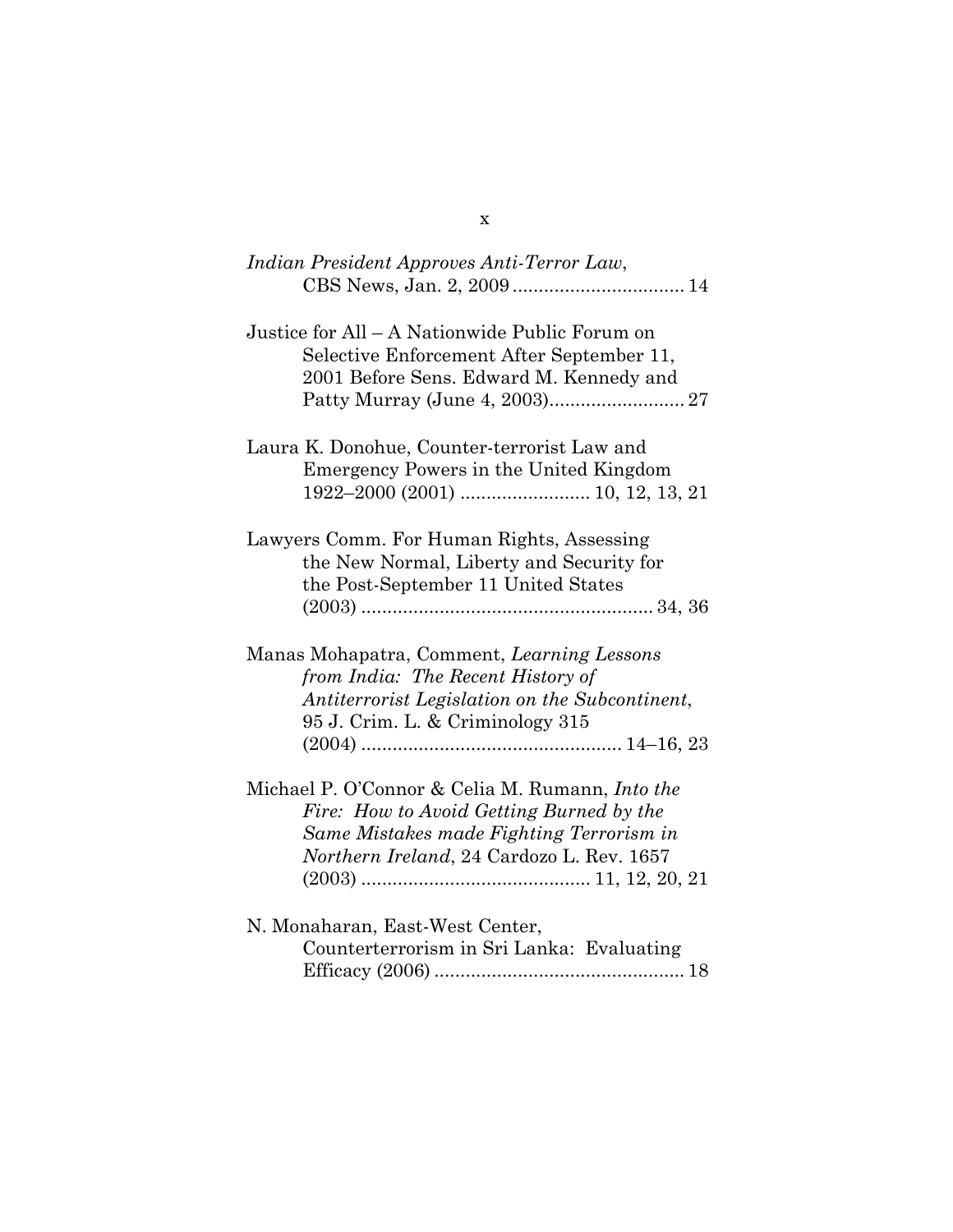*Indian President Approves Anti-Terror Law*, CBS News, Jan. 2, 2009 ................................ 14

Justice for All – A Nationwide Public Forum on Selective Enforcement After September 11, 2001 Before Sens. Edward M. Kennedy and Patty Murray (June 4, 2003).......................... 27

Laura K. Donohue, Counter-terrorist Law and Emergency Powers in the United Kingdom 1922–2000 (2001) ......................... 10, 12, 13, 21

Lawyers Comm. For Human Rights, Assessing the New Normal, Liberty and Security for the Post-September 11 United States (2003) ........................................................ 34, 36

Manas Mohapatra, Comment, *Learning Lessons from India: The Recent History of Antiterrorist Legislation on the Subcontinent*, 95 J. Crim. L. & Criminology 315 (2004) .................................................. 14–16, 23

Michael P. O'Connor & Celia M. Rumann, *Into the Fire: How to Avoid Getting Burned by the Same Mistakes made Fighting Terrorism in Northern Ireland*, 24 Cardozo L. Rev. 1657 (2003) ........................................... 11, 12, 20, 21

N. Monaharan, East-West Center, Counterterrorism in Sri Lanka: Evaluating Efficacy (2006) ................................................ 18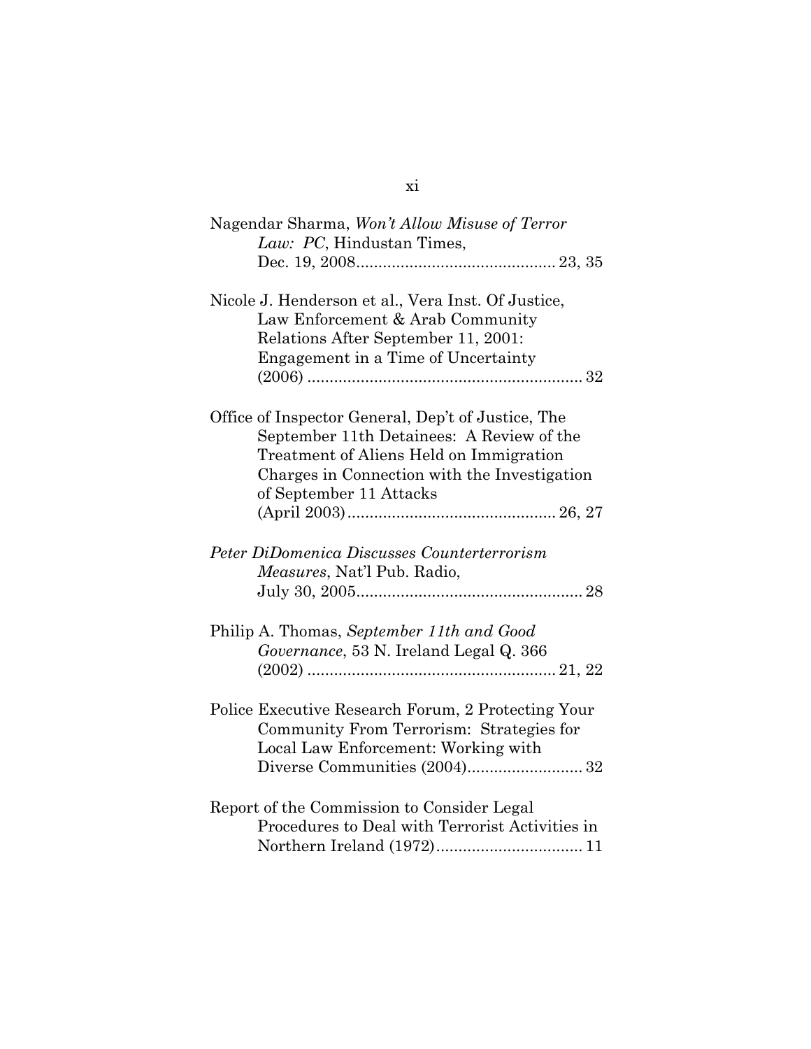Nagendar Sharma, *Won't Allow Misuse of Terror Law: PC*, Hindustan Times, Dec. 19, 2008............................................ 23, 35

Nicole J. Henderson et al., Vera Inst. Of Justice, Law Enforcement & Arab Community Relations After September 11, 2001: Engagement in a Time of Uncertainty (2006) ............................................................ 32

Office of Inspector General, Dep't of Justice, The September 11th Detainees: A Review of the Treatment of Aliens Held on Immigration Charges in Connection with the Investigation of September 11 Attacks (April 2003)............................................. 26, 27

*Peter DiDomenica Discusses Counterterrorism Measures*, Nat'l Pub. Radio, July 30, 2005.................................................. 28

Philip A. Thomas, *September 11th and Good Governance*, 53 N. Ireland Legal Q. 366 (2002) ....................................................... 21, 22

Police Executive Research Forum, 2 Protecting Your Community From Terrorism: Strategies for Local Law Enforcement: Working with Diverse Communities (2004)......................... 32

Report of the Commission to Consider Legal Procedures to Deal with Terrorist Activities in Northern Ireland (1972)................................ 11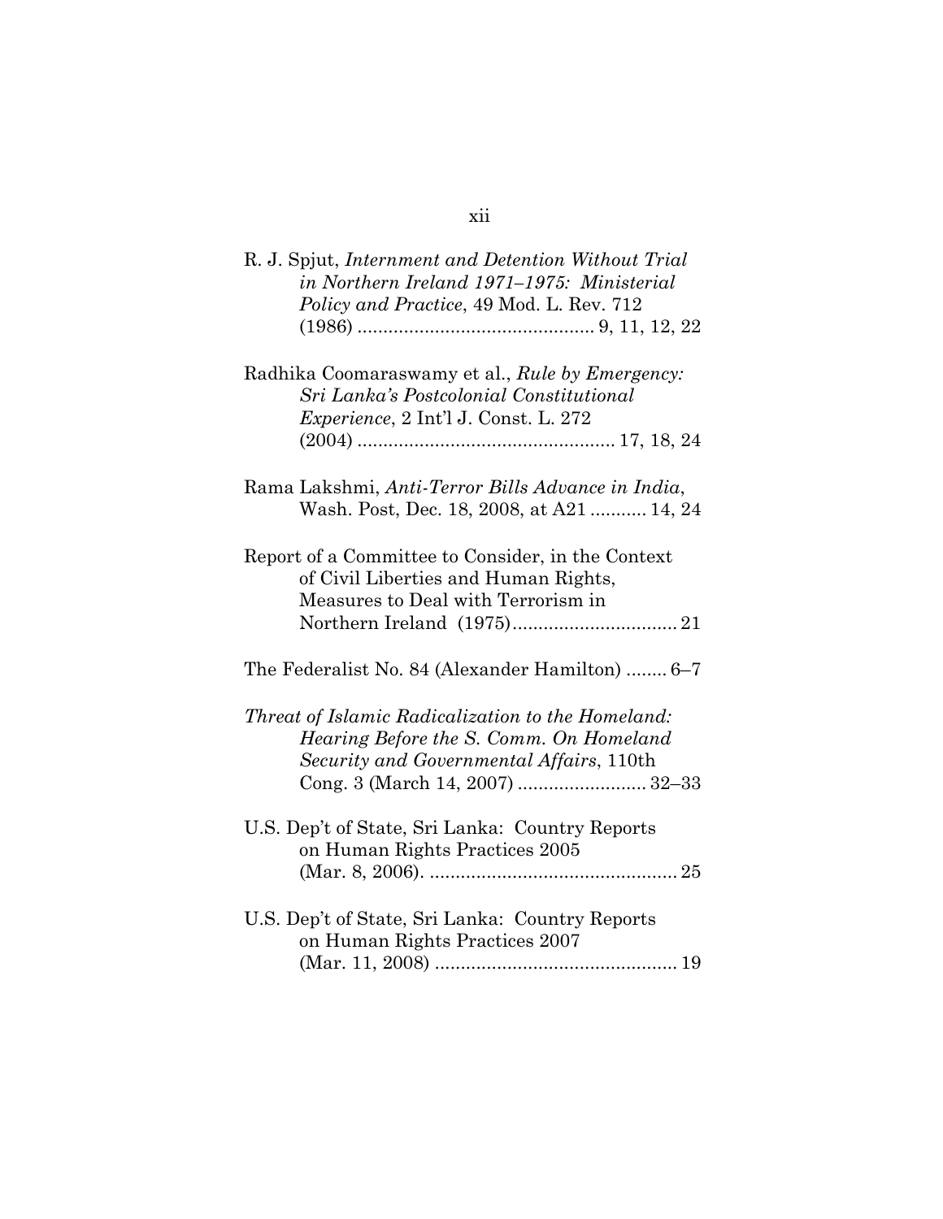R. J. Spjut, *Internment and Detention Without Trial in Northern Ireland 1971–1975: Ministerial Policy and Practice*, 49 Mod. L. Rev. 712 (1986) ............................................. 9, 11, 12, 22

Radhika Coomaraswamy et al., *Rule by Emergency: Sri Lanka's Postcolonial Constitutional Experience*, 2 Int'l J. Const. L. 272 (2004) ................................................. 17, 18, 24

Rama Lakshmi, *Anti-Terror Bills Advance in India*, Wash. Post, Dec. 18, 2008, at A21 ........... 14, 24

Report of a Committee to Consider, in the Context of Civil Liberties and Human Rights, Measures to Deal with Terrorism in Northern Ireland (1975)................................ 21

The Federalist No. 84 (Alexander Hamilton) ........ 6–7

*Threat of Islamic Radicalization to the Homeland: Hearing Before the S. Comm. On Homeland Security and Governmental Affairs*, 110th Cong. 3 (March 14, 2007) ......................... 32–33

U.S. Dep't of State, Sri Lanka: Country Reports on Human Rights Practices 2005 (Mar. 8, 2006). ................................................ 25

U.S. Dep't of State, Sri Lanka: Country Reports on Human Rights Practices 2007 (Mar. 11, 2008) ............................................... 19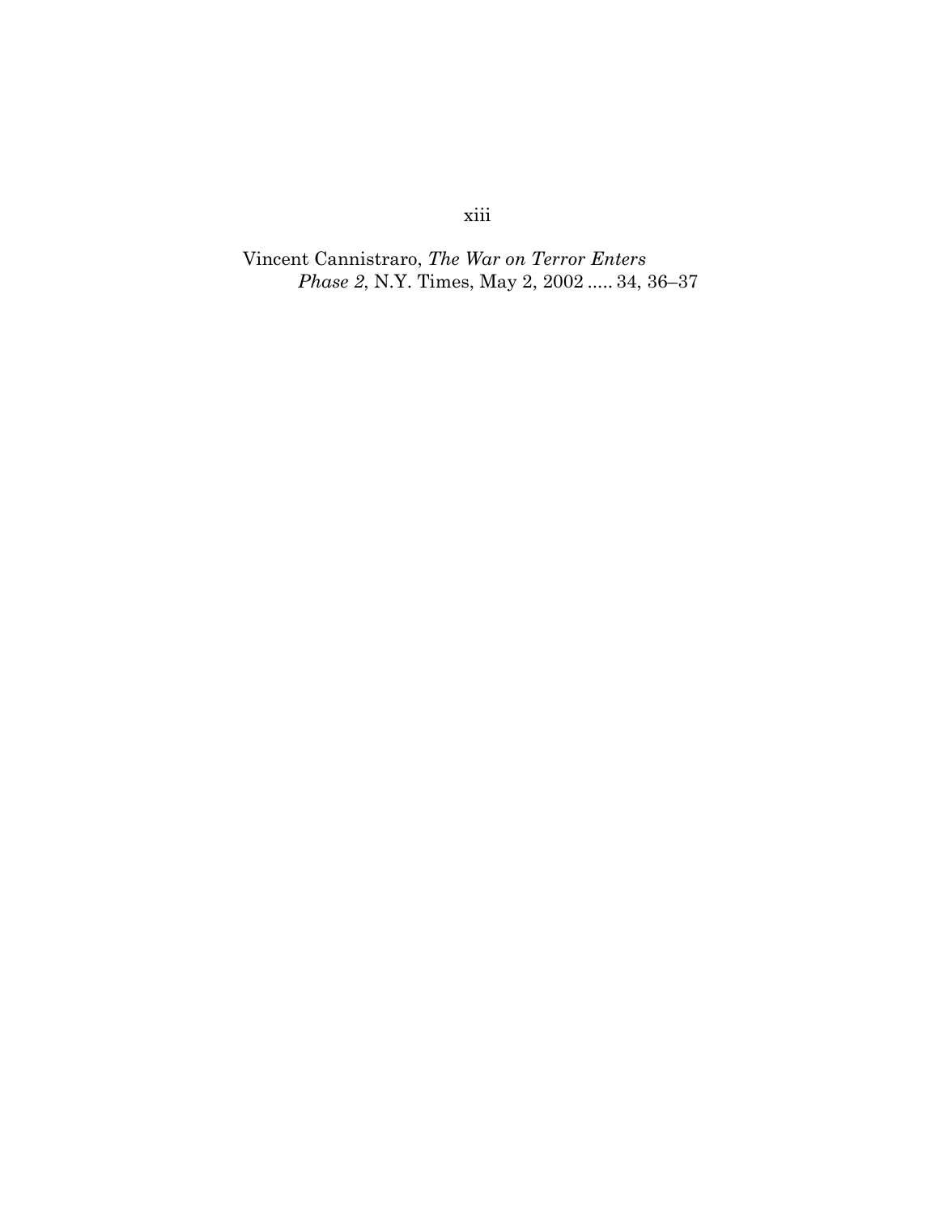Vincent Cannistraro, *The War on Terror Enters Phase 2*, N.Y. Times, May 2, 2002 ..... 34, 36–37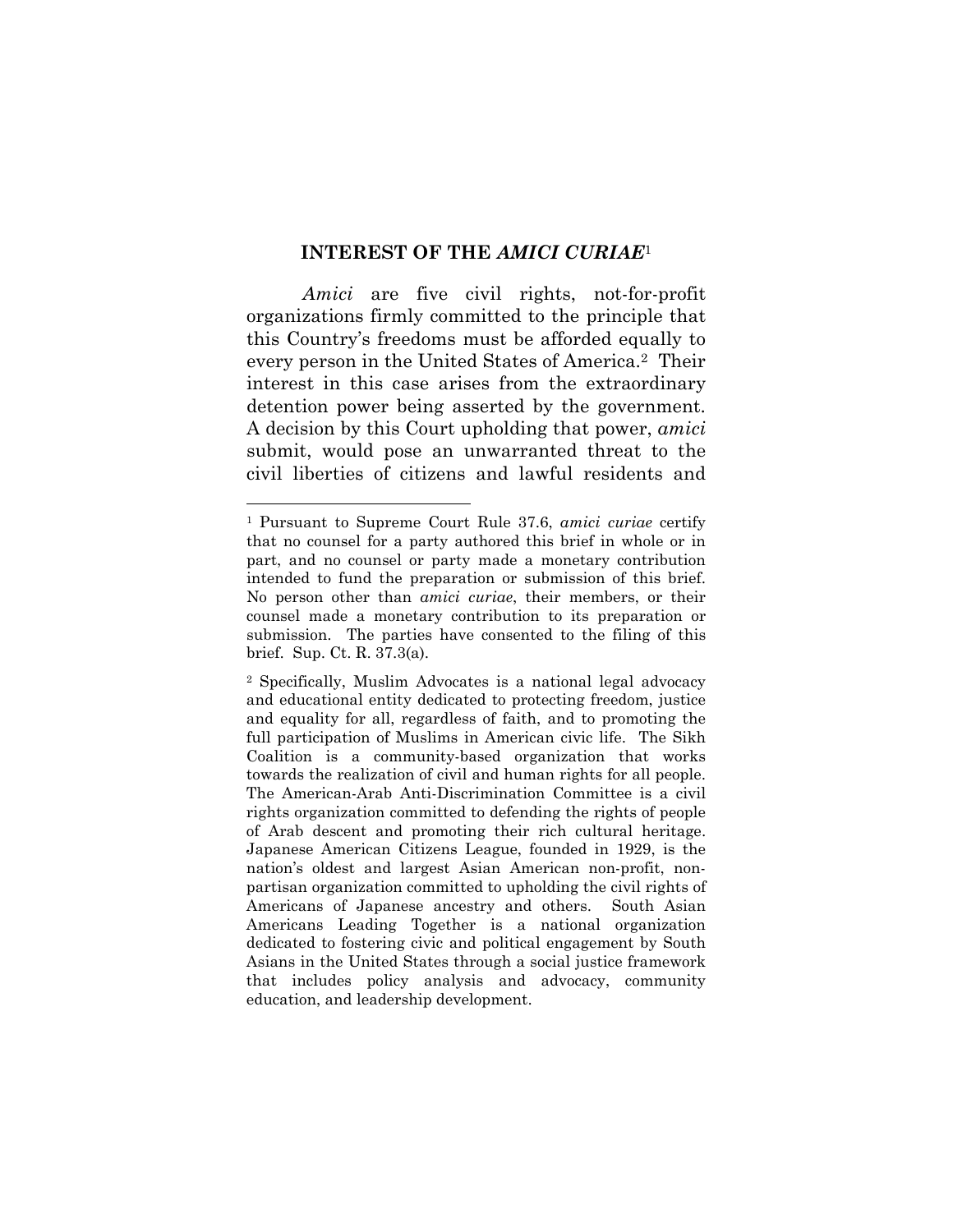## INTEREST OF THE *AMICI CURIAE*[1]

*Amici* are five civil rights, not-for-profit organizations firmly committed to the principle that this Country's freedoms must be afforded equally to every person in the United States of America.[2] Their interest in this case arises from the extraordinary detention power being asserted by the government. A decision by this Court upholding that power, *amici* submit, would pose an unwarranted threat to the civil liberties of citizens and lawful residents and

---

[1] Pursuant to Supreme Court Rule 37.6, *amici curiae* certify that no counsel for a party authored this brief in whole or in part, and no counsel or party made a monetary contribution intended to fund the preparation or submission of this brief. No person other than *amici curiae*, their members, or their counsel made a monetary contribution to its preparation or submission. The parties have consented to the filing of this brief. Sup. Ct. R. 37.3(a).

[2] Specifically, Muslim Advocates is a national legal advocacy and educational entity dedicated to protecting freedom, justice and equality for all, regardless of faith, and to promoting the full participation of Muslims in American civic life. The Sikh Coalition is a community-based organization that works towards the realization of civil and human rights for all people. The American-Arab Anti-Discrimination Committee is a civil rights organization committed to defending the rights of people of Arab descent and promoting their rich cultural heritage. Japanese American Citizens League, founded in 1929, is the nation's oldest and largest Asian American non-profit, non-partisan organization committed to upholding the civil rights of Americans of Japanese ancestry and others. South Asian Americans Leading Together is a national organization dedicated to fostering civic and political engagement by South Asians in the United States through a social justice framework that includes policy analysis and advocacy, community education, and leadership development.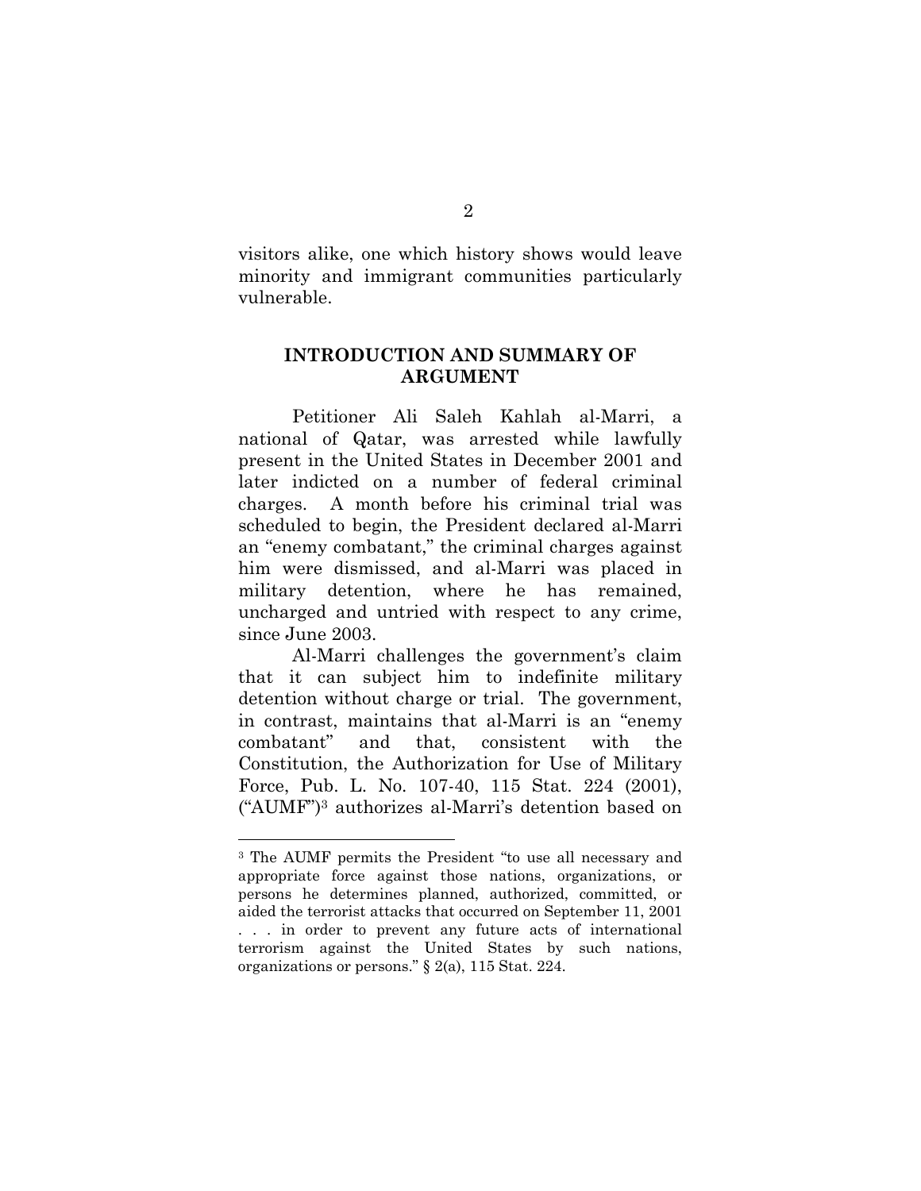visitors alike, one which history shows would leave minority and immigrant communities particularly vulnerable.

## INTRODUCTION AND SUMMARY OF ARGUMENT

Petitioner Ali Saleh Kahlah al-Marri, a national of Qatar, was arrested while lawfully present in the United States in December 2001 and later indicted on a number of federal criminal charges. A month before his criminal trial was scheduled to begin, the President declared al-Marri an "enemy combatant," the criminal charges against him were dismissed, and al-Marri was placed in military detention, where he has remained, uncharged and untried with respect to any crime, since June 2003.

Al-Marri challenges the government's claim that it can subject him to indefinite military detention without charge or trial. The government, in contrast, maintains that al-Marri is an "enemy combatant" and that, consistent with the Constitution, the Authorization for Use of Military Force, Pub. L. No. 107-40, 115 Stat. 224 (2001), ("AUMF")[3] authorizes al-Marri's detention based on

---

[3] The AUMF permits the President "to use all necessary and appropriate force against those nations, organizations, or persons he determines planned, authorized, committed, or aided the terrorist attacks that occurred on September 11, 2001 . . . in order to prevent any future acts of international terrorism against the United States by such nations, organizations or persons." § 2(a), 115 Stat. 224.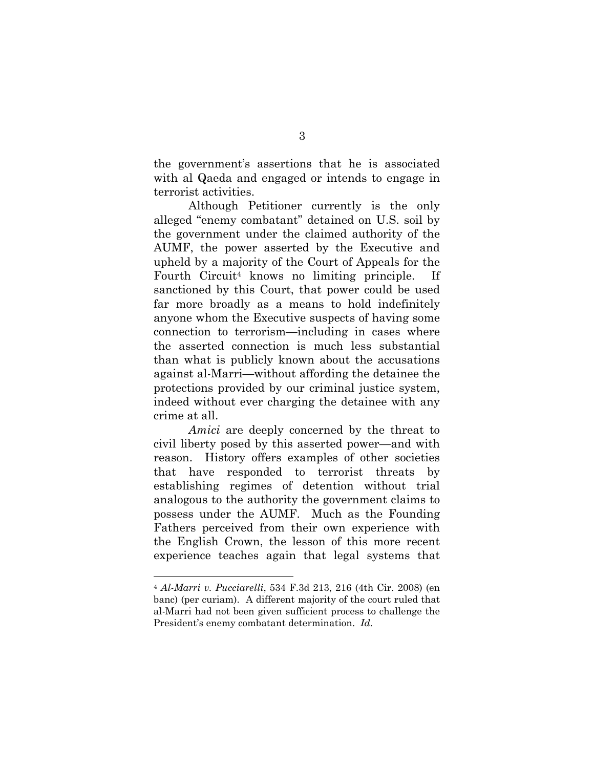the government's assertions that he is associated with al Qaeda and engaged or intends to engage in terrorist activities.

Although Petitioner currently is the only alleged "enemy combatant" detained on U.S. soil by the government under the claimed authority of the AUMF, the power asserted by the Executive and upheld by a majority of the Court of Appeals for the Fourth Circuit[4] knows no limiting principle. If sanctioned by this Court, that power could be used far more broadly as a means to hold indefinitely anyone whom the Executive suspects of having some connection to terrorism—including in cases where the asserted connection is much less substantial than what is publicly known about the accusations against al-Marri—without affording the detainee the protections provided by our criminal justice system, indeed without ever charging the detainee with any crime at all.

*Amici* are deeply concerned by the threat to civil liberty posed by this asserted power—and with reason. History offers examples of other societies that have responded to terrorist threats by establishing regimes of detention without trial analogous to the authority the government claims to possess under the AUMF. Much as the Founding Fathers perceived from their own experience with the English Crown, the lesson of this more recent experience teaches again that legal systems that

---

[4] *Al-Marri v. Pucciarelli*, 534 F.3d 213, 216 (4th Cir. 2008) (en banc) (per curiam). A different majority of the court ruled that al-Marri had not been given sufficient process to challenge the President's enemy combatant determination. *Id.*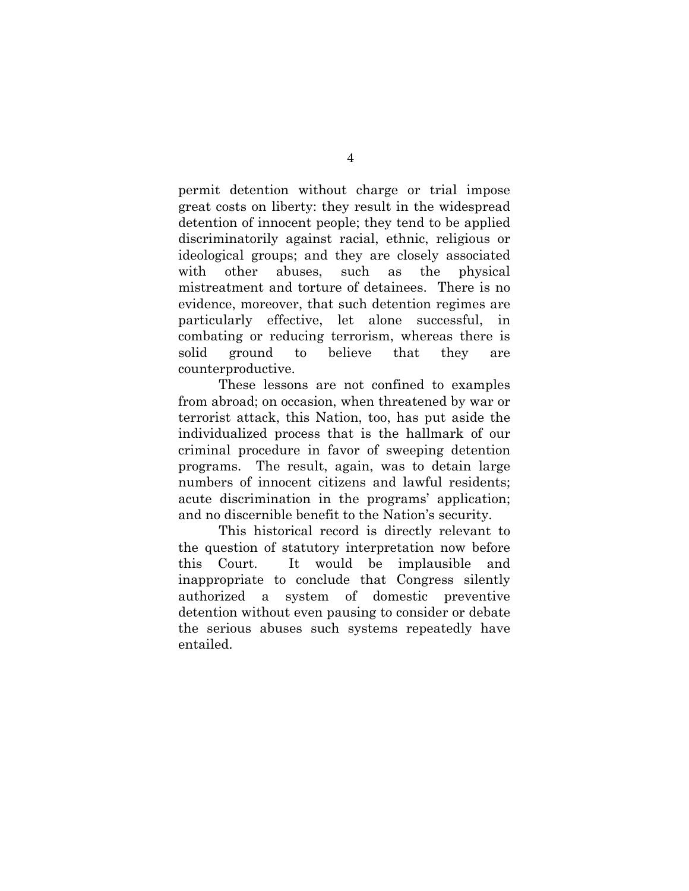permit detention without charge or trial impose great costs on liberty: they result in the widespread detention of innocent people; they tend to be applied discriminatorily against racial, ethnic, religious or ideological groups; and they are closely associated with other abuses, such as the physical mistreatment and torture of detainees. There is no evidence, moreover, that such detention regimes are particularly effective, let alone successful, in combating or reducing terrorism, whereas there is solid ground to believe that they are counterproductive.

These lessons are not confined to examples from abroad; on occasion, when threatened by war or terrorist attack, this Nation, too, has put aside the individualized process that is the hallmark of our criminal procedure in favor of sweeping detention programs. The result, again, was to detain large numbers of innocent citizens and lawful residents; acute discrimination in the programs' application; and no discernible benefit to the Nation's security.

This historical record is directly relevant to the question of statutory interpretation now before this Court. It would be implausible and inappropriate to conclude that Congress silently authorized a system of domestic preventive detention without even pausing to consider or debate the serious abuses such systems repeatedly have entailed.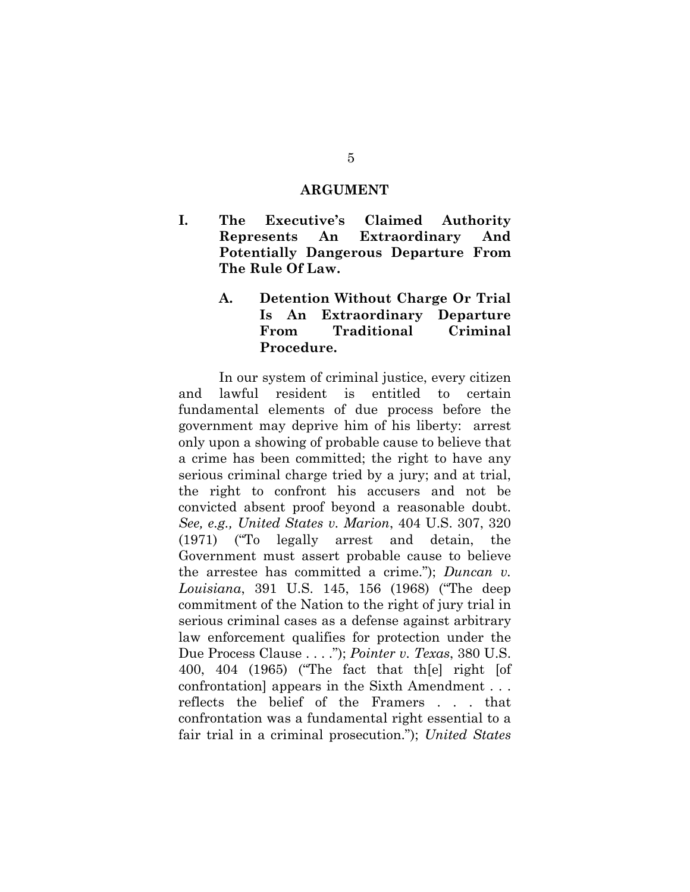## ARGUMENT

### I. The Executive's Claimed Authority Represents An Extraordinary And Potentially Dangerous Departure From The Rule Of Law.

#### A. Detention Without Charge Or Trial Is An Extraordinary Departure From Traditional Criminal Procedure.

In our system of criminal justice, every citizen and lawful resident is entitled to certain fundamental elements of due process before the government may deprive him of his liberty: arrest only upon a showing of probable cause to believe that a crime has been committed; the right to have any serious criminal charge tried by a jury; and at trial, the right to confront his accusers and not be convicted absent proof beyond a reasonable doubt. *See, e.g., United States v. Marion*, 404 U.S. 307, 320 (1971) ("To legally arrest and detain, the Government must assert probable cause to believe the arrestee has committed a crime."); *Duncan v. Louisiana*, 391 U.S. 145, 156 (1968) ("The deep commitment of the Nation to the right of jury trial in serious criminal cases as a defense against arbitrary law enforcement qualifies for protection under the Due Process Clause . . . ."); *Pointer v. Texas*, 380 U.S. 400, 404 (1965) ("The fact that th[e] right [of confrontation] appears in the Sixth Amendment . . . reflects the belief of the Framers . . . that confrontation was a fundamental right essential to a fair trial in a criminal prosecution."); *United States*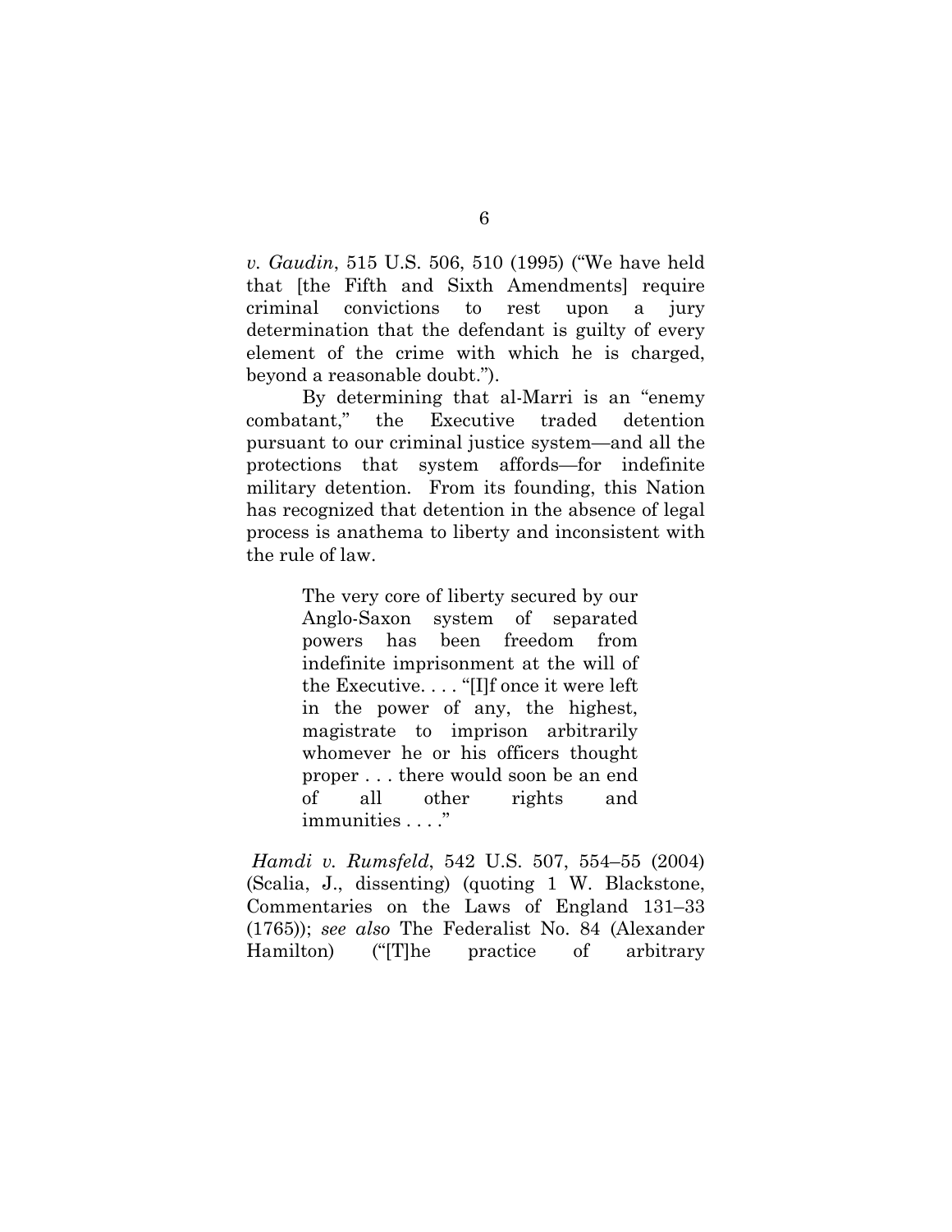*v. Gaudin*, 515 U.S. 506, 510 (1995) ("We have held that [the Fifth and Sixth Amendments] require criminal convictions to rest upon a jury determination that the defendant is guilty of every element of the crime with which he is charged, beyond a reasonable doubt.").

By determining that al-Marri is an "enemy combatant," the Executive traded detention pursuant to our criminal justice system—and all the protections that system affords—for indefinite military detention. From its founding, this Nation has recognized that detention in the absence of legal process is anathema to liberty and inconsistent with the rule of law.

> The very core of liberty secured by our Anglo-Saxon system of separated powers has been freedom from indefinite imprisonment at the will of the Executive. . . . "[I]f once it were left in the power of any, the highest, magistrate to imprison arbitrarily whomever he or his officers thought proper . . . there would soon be an end of all other rights and immunities . . . ."

*Hamdi v. Rumsfeld*, 542 U.S. 507, 554–55 (2004) (Scalia, J., dissenting) (quoting 1 W. Blackstone, Commentaries on the Laws of England 131–33 (1765)); *see also* The Federalist No. 84 (Alexander Hamilton) ("[T]he practice of arbitrary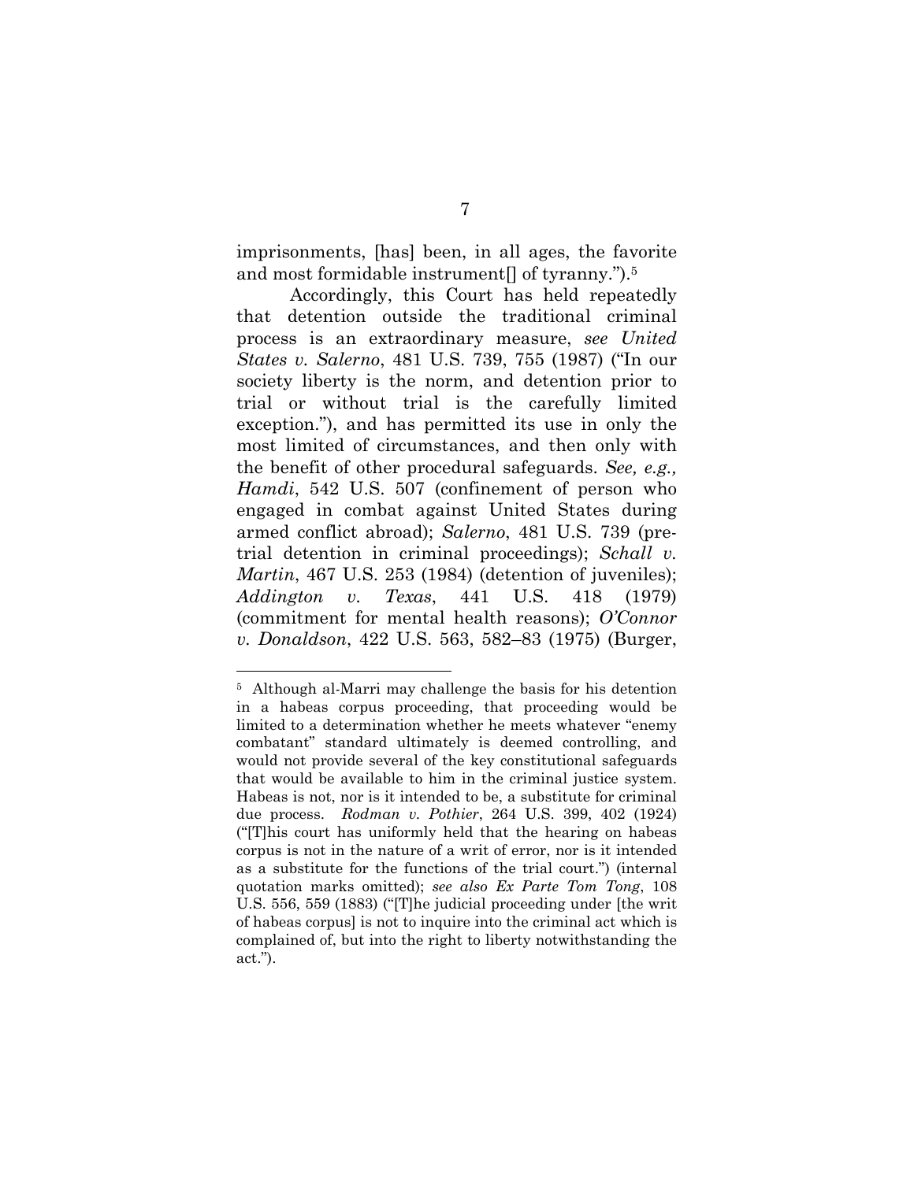imprisonments, [has] been, in all ages, the favorite and most formidable instrument[] of tyranny.").[5]

Accordingly, this Court has held repeatedly that detention outside the traditional criminal process is an extraordinary measure, *see United States v. Salerno*, 481 U.S. 739, 755 (1987) ("In our society liberty is the norm, and detention prior to trial or without trial is the carefully limited exception."), and has permitted its use in only the most limited of circumstances, and then only with the benefit of other procedural safeguards. *See, e.g., Hamdi*, 542 U.S. 507 (confinement of person who engaged in combat against United States during armed conflict abroad); *Salerno*, 481 U.S. 739 (pre-trial detention in criminal proceedings); *Schall v. Martin*, 467 U.S. 253 (1984) (detention of juveniles); *Addington v. Texas*, 441 U.S. 418 (1979) (commitment for mental health reasons); *O'Connor v. Donaldson*, 422 U.S. 563, 582–83 (1975) (Burger,

---

[5] Although al-Marri may challenge the basis for his detention in a habeas corpus proceeding, that proceeding would be limited to a determination whether he meets whatever "enemy combatant" standard ultimately is deemed controlling, and would not provide several of the key constitutional safeguards that would be available to him in the criminal justice system. Habeas is not, nor is it intended to be, a substitute for criminal due process. *Rodman v. Pothier*, 264 U.S. 399, 402 (1924) ("[T]his court has uniformly held that the hearing on habeas corpus is not in the nature of a writ of error, nor is it intended as a substitute for the functions of the trial court.") (internal quotation marks omitted); *see also Ex Parte Tom Tong*, 108 U.S. 556, 559 (1883) ("[T]he judicial proceeding under [the writ of habeas corpus] is not to inquire into the criminal act which is complained of, but into the right to liberty notwithstanding the act.").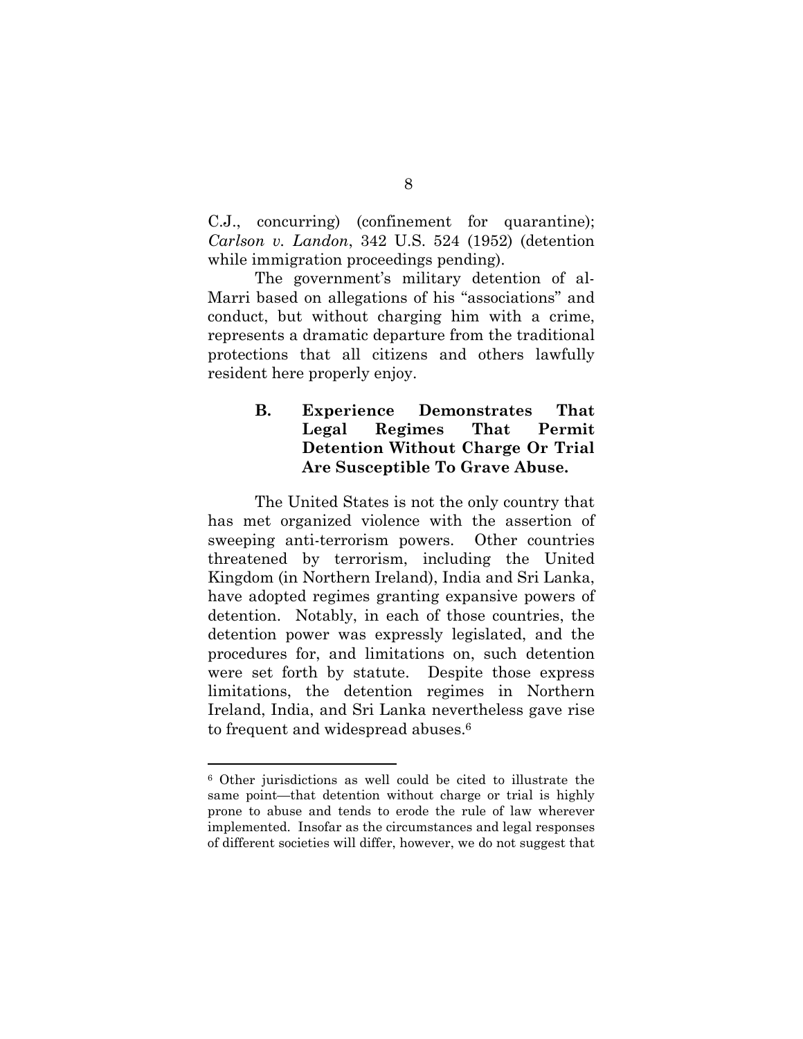C.J., concurring) (confinement for quarantine); *Carlson v. Landon*, 342 U.S. 524 (1952) (detention while immigration proceedings pending).

The government's military detention of al-Marri based on allegations of his "associations" and conduct, but without charging him with a crime, represents a dramatic departure from the traditional protections that all citizens and others lawfully resident here properly enjoy.

### B. Experience Demonstrates That Legal Regimes That Permit Detention Without Charge Or Trial Are Susceptible To Grave Abuse.

The United States is not the only country that has met organized violence with the assertion of sweeping anti-terrorism powers. Other countries threatened by terrorism, including the United Kingdom (in Northern Ireland), India and Sri Lanka, have adopted regimes granting expansive powers of detention. Notably, in each of those countries, the detention power was expressly legislated, and the procedures for, and limitations on, such detention were set forth by statute. Despite those express limitations, the detention regimes in Northern Ireland, India, and Sri Lanka nevertheless gave rise to frequent and widespread abuses.[6]

---

[6] Other jurisdictions as well could be cited to illustrate the same point—that detention without charge or trial is highly prone to abuse and tends to erode the rule of law wherever implemented. Insofar as the circumstances and legal responses of different societies will differ, however, we do not suggest that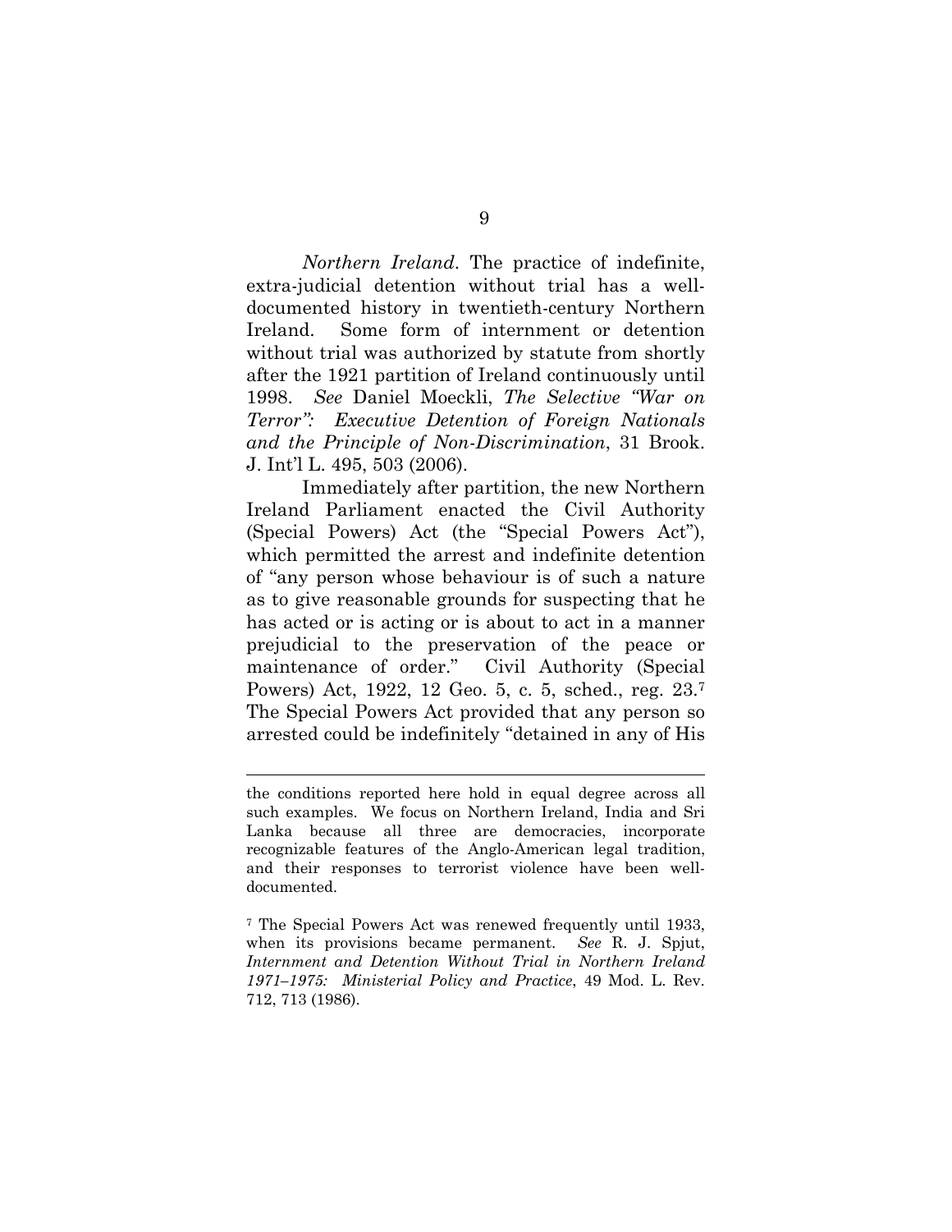*Northern Ireland*. The practice of indefinite, extra-judicial detention without trial has a well-documented history in twentieth-century Northern Ireland. Some form of internment or detention without trial was authorized by statute from shortly after the 1921 partition of Ireland continuously until 1998. *See* Daniel Moeckli, *The Selective "War on Terror": Executive Detention of Foreign Nationals and the Principle of Non-Discrimination*, 31 Brook. J. Int'l L. 495, 503 (2006).

Immediately after partition, the new Northern Ireland Parliament enacted the Civil Authority (Special Powers) Act (the "Special Powers Act"), which permitted the arrest and indefinite detention of "any person whose behaviour is of such a nature as to give reasonable grounds for suspecting that he has acted or is acting or is about to act in a manner prejudicial to the preservation of the peace or maintenance of order." Civil Authority (Special Powers) Act, 1922, 12 Geo. 5, c. 5, sched., reg. 23.[7] The Special Powers Act provided that any person so arrested could be indefinitely "detained in any of His

---

the conditions reported here hold in equal degree across all such examples. We focus on Northern Ireland, India and Sri Lanka because all three are democracies, incorporate recognizable features of the Anglo-American legal tradition, and their responses to terrorist violence have been well-documented.

[7] The Special Powers Act was renewed frequently until 1933, when its provisions became permanent. *See* R. J. Spjut, *Internment and Detention Without Trial in Northern Ireland 1971–1975: Ministerial Policy and Practice*, 49 Mod. L. Rev. 712, 713 (1986).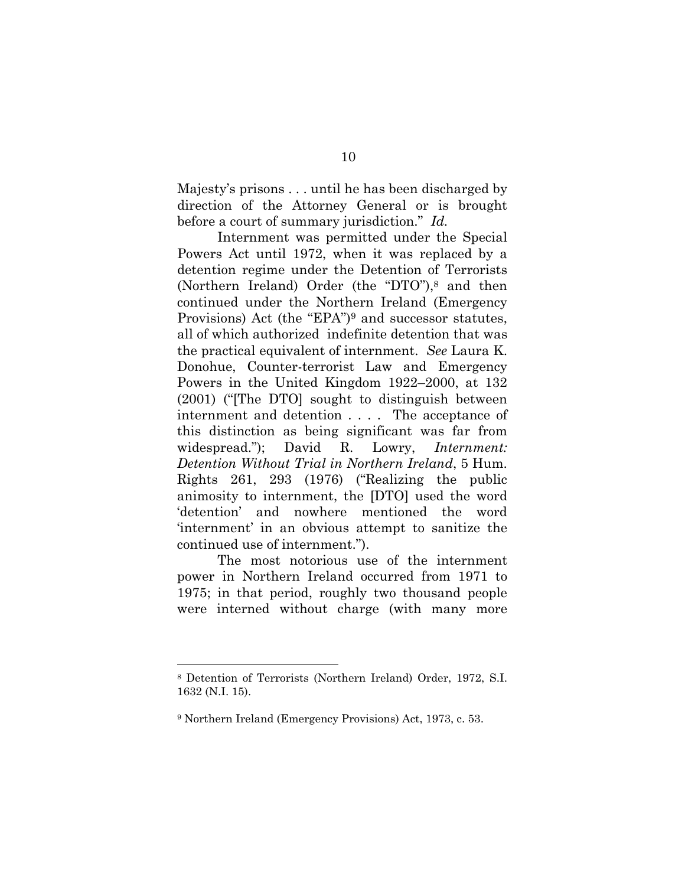Majesty's prisons . . . until he has been discharged by direction of the Attorney General or is brought before a court of summary jurisdiction." *Id.*

Internment was permitted under the Special Powers Act until 1972, when it was replaced by a detention regime under the Detention of Terrorists (Northern Ireland) Order (the "DTO"),[8] and then continued under the Northern Ireland (Emergency Provisions) Act (the "EPA")[9] and successor statutes, all of which authorized indefinite detention that was the practical equivalent of internment. *See* Laura K. Donohue, Counter-terrorist Law and Emergency Powers in the United Kingdom 1922–2000, at 132 (2001) ("[The DTO] sought to distinguish between internment and detention . . . . The acceptance of this distinction as being significant was far from widespread."); David R. Lowry, *Internment: Detention Without Trial in Northern Ireland*, 5 Hum. Rights 261, 293 (1976) ("Realizing the public animosity to internment, the [DTO] used the word 'detention' and nowhere mentioned the word 'internment' in an obvious attempt to sanitize the continued use of internment.").

The most notorious use of the internment power in Northern Ireland occurred from 1971 to 1975; in that period, roughly two thousand people were interned without charge (with many more

---

[8] Detention of Terrorists (Northern Ireland) Order, 1972, S.I. 1632 (N.I. 15).

[9] Northern Ireland (Emergency Provisions) Act, 1973, c. 53.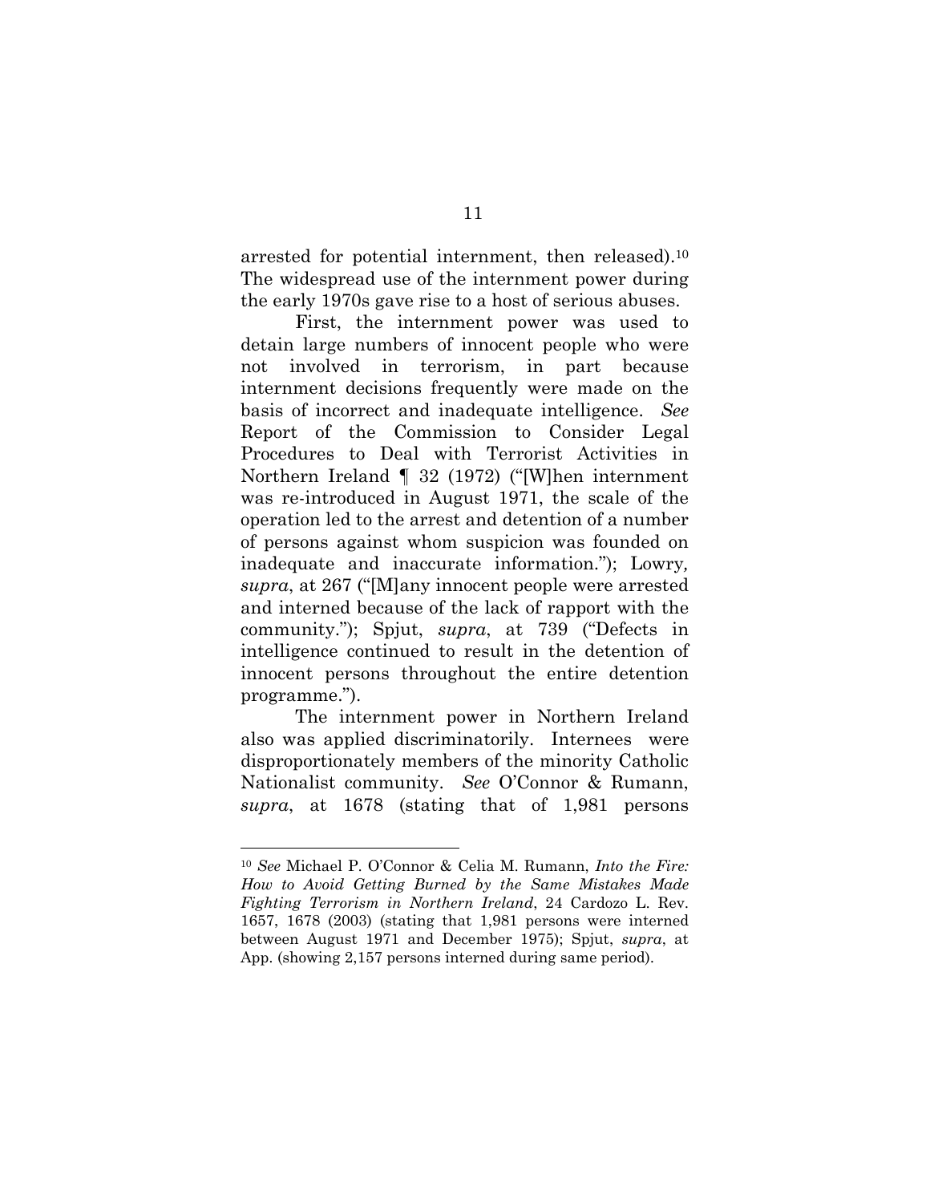arrested for potential internment, then released).[10] The widespread use of the internment power during the early 1970s gave rise to a host of serious abuses.

First, the internment power was used to detain large numbers of innocent people who were not involved in terrorism, in part because internment decisions frequently were made on the basis of incorrect and inadequate intelligence. *See* Report of the Commission to Consider Legal Procedures to Deal with Terrorist Activities in Northern Ireland ¶ 32 (1972) ("[W]hen internment was re-introduced in August 1971, the scale of the operation led to the arrest and detention of a number of persons against whom suspicion was founded on inadequate and inaccurate information."); Lowry, *supra*, at 267 ("[M]any innocent people were arrested and interned because of the lack of rapport with the community."); Spjut, *supra*, at 739 ("Defects in intelligence continued to result in the detention of innocent persons throughout the entire detention programme.").

The internment power in Northern Ireland also was applied discriminatorily. Internees were disproportionately members of the minority Catholic Nationalist community. *See* O'Connor & Rumann, *supra*, at 1678 (stating that of 1,981 persons

---

[10] *See* Michael P. O'Connor & Celia M. Rumann, *Into the Fire: How to Avoid Getting Burned by the Same Mistakes Made Fighting Terrorism in Northern Ireland*, 24 Cardozo L. Rev. 1657, 1678 (2003) (stating that 1,981 persons were interned between August 1971 and December 1975); Spjut, *supra*, at App. (showing 2,157 persons interned during same period).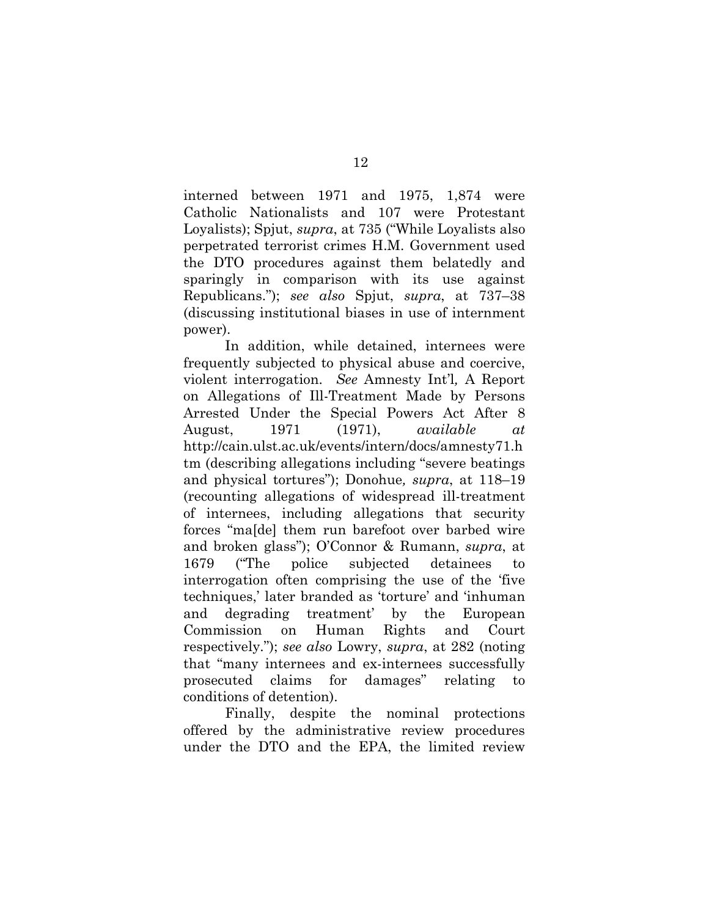interned between 1971 and 1975, 1,874 were Catholic Nationalists and 107 were Protestant Loyalists); Spjut, *supra*, at 735 ("While Loyalists also perpetrated terrorist crimes H.M. Government used the DTO procedures against them belatedly and sparingly in comparison with its use against Republicans."); *see also* Spjut, *supra*, at 737–38 (discussing institutional biases in use of internment power).

In addition, while detained, internees were frequently subjected to physical abuse and coercive, violent interrogation. *See* Amnesty Int'l*,* A Report on Allegations of Ill-Treatment Made by Persons Arrested Under the Special Powers Act After 8 August, 1971 (1971), *available at* http://cain.ulst.ac.uk/events/intern/docs/amnesty71.htm (describing allegations including "severe beatings and physical tortures"); Donohue*, supra*, at 118–19 (recounting allegations of widespread ill-treatment of internees, including allegations that security forces "ma[de] them run barefoot over barbed wire and broken glass"); O'Connor & Rumann, *supra*, at 1679 ("The police subjected detainees to interrogation often comprising the use of the 'five techniques,' later branded as 'torture' and 'inhuman and degrading treatment' by the European Commission on Human Rights and Court respectively."); *see also* Lowry, *supra*, at 282 (noting that "many internees and ex-internees successfully prosecuted claims for damages" relating to conditions of detention).

Finally, despite the nominal protections offered by the administrative review procedures under the DTO and the EPA, the limited review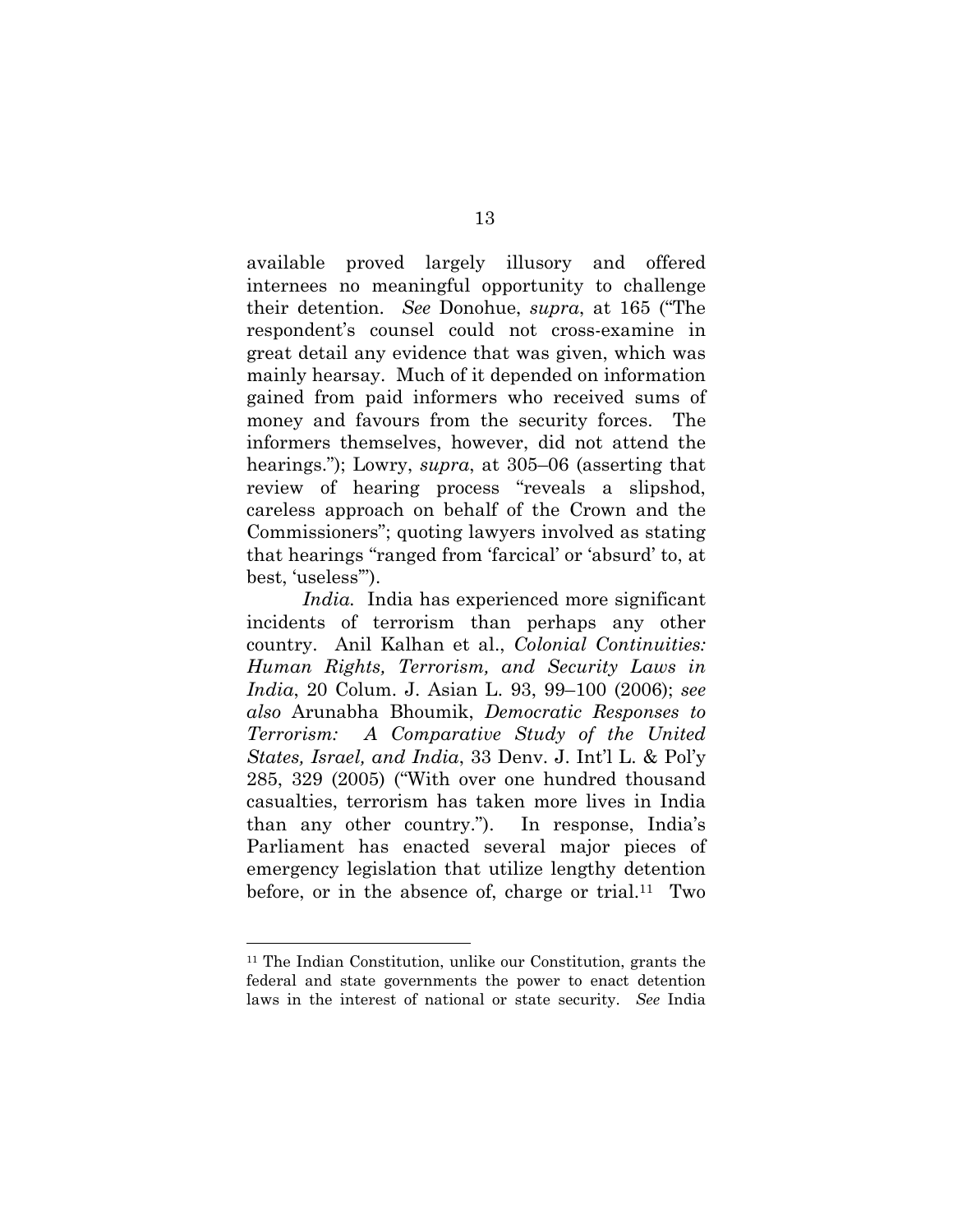available proved largely illusory and offered internees no meaningful opportunity to challenge their detention. *See* Donohue, *supra*, at 165 ("The respondent's counsel could not cross-examine in great detail any evidence that was given, which was mainly hearsay. Much of it depended on information gained from paid informers who received sums of money and favours from the security forces. The informers themselves, however, did not attend the hearings."); Lowry, *supra*, at 305–06 (asserting that review of hearing process "reveals a slipshod, careless approach on behalf of the Crown and the Commissioners"; quoting lawyers involved as stating that hearings "ranged from 'farcical' or 'absurd' to, at best, 'useless'").

*India.* India has experienced more significant incidents of terrorism than perhaps any other country. Anil Kalhan et al., *Colonial Continuities: Human Rights, Terrorism, and Security Laws in India*, 20 Colum. J. Asian L. 93, 99–100 (2006); *see also* Arunabha Bhoumik, *Democratic Responses to Terrorism: A Comparative Study of the United States, Israel, and India*, 33 Denv. J. Int'l L. & Pol'y 285, 329 (2005) ("With over one hundred thousand casualties, terrorism has taken more lives in India than any other country."). In response, India's Parliament has enacted several major pieces of emergency legislation that utilize lengthy detention before, or in the absence of, charge or trial.[11] Two

[11] The Indian Constitution, unlike our Constitution, grants the federal and state governments the power to enact detention laws in the interest of national or state security. *See* India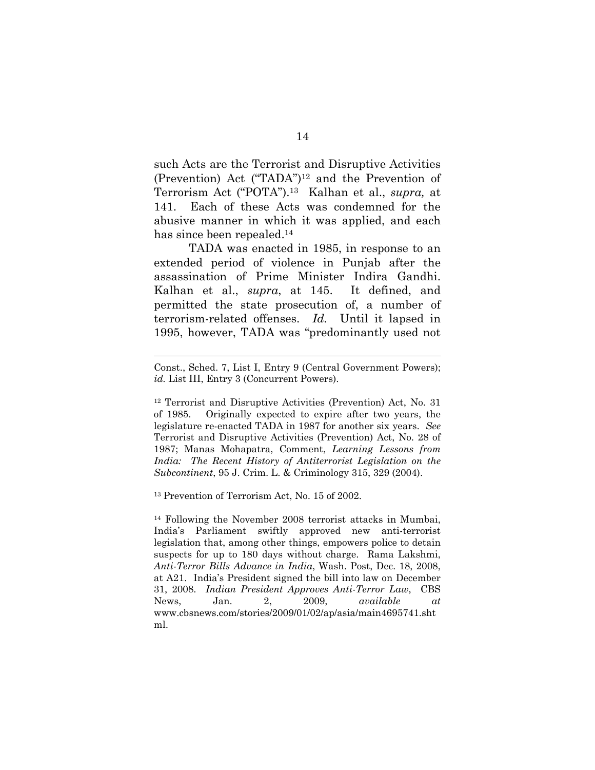such Acts are the Terrorist and Disruptive Activities (Prevention) Act ("TADA")[12] and the Prevention of Terrorism Act ("POTA").[13] Kalhan et al., *supra,* at 141. Each of these Acts was condemned for the abusive manner in which it was applied, and each has since been repealed.[14]

TADA was enacted in 1985, in response to an extended period of violence in Punjab after the assassination of Prime Minister Indira Gandhi. Kalhan et al., *supra*, at 145. It defined, and permitted the state prosecution of, a number of terrorism-related offenses. *Id.* Until it lapsed in 1995, however, TADA was "predominantly used not

---

Const., Sched. 7, List I, Entry 9 (Central Government Powers); *id.* List III, Entry 3 (Concurrent Powers).

[12] Terrorist and Disruptive Activities (Prevention) Act, No. 31 of 1985. Originally expected to expire after two years, the legislature re-enacted TADA in 1987 for another six years. *See* Terrorist and Disruptive Activities (Prevention) Act, No. 28 of 1987; Manas Mohapatra, Comment, *Learning Lessons from India: The Recent History of Antiterrorist Legislation on the Subcontinent*, 95 J. Crim. L. & Criminology 315, 329 (2004).

[13] Prevention of Terrorism Act, No. 15 of 2002.

[14] Following the November 2008 terrorist attacks in Mumbai, India's Parliament swiftly approved new anti-terrorist legislation that, among other things, empowers police to detain suspects for up to 180 days without charge. Rama Lakshmi, *Anti-Terror Bills Advance in India*, Wash. Post, Dec. 18, 2008, at A21. India's President signed the bill into law on December 31, 2008. *Indian President Approves Anti-Terror Law*, CBS News, Jan. 2, 2009, *available at* www.cbsnews.com/stories/2009/01/02/ap/asia/main4695741.shtml.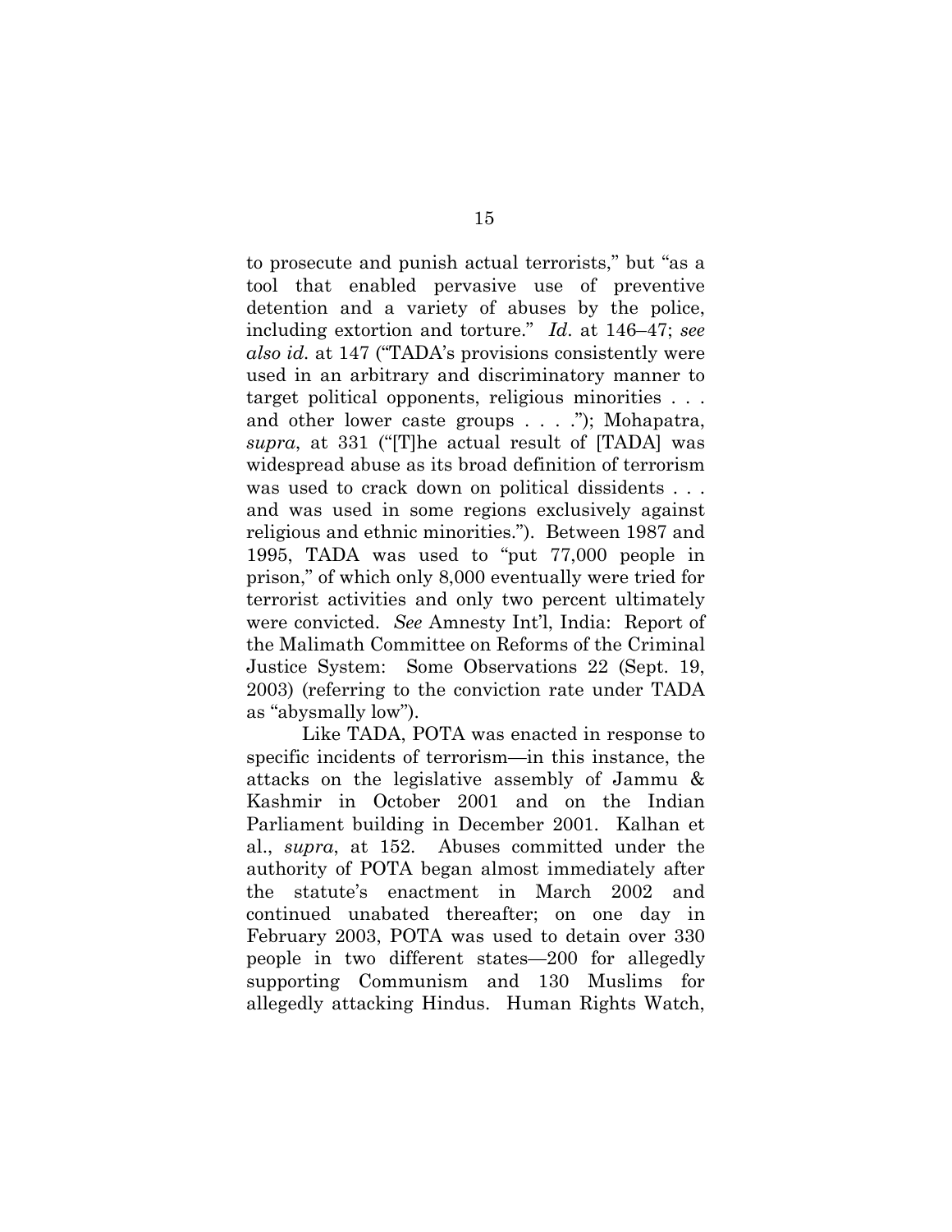to prosecute and punish actual terrorists," but "as a tool that enabled pervasive use of preventive detention and a variety of abuses by the police, including extortion and torture." *Id.* at 146–47; *see also id.* at 147 ("TADA's provisions consistently were used in an arbitrary and discriminatory manner to target political opponents, religious minorities . . . and other lower caste groups . . . ."); Mohapatra, *supra*, at 331 ("[T]he actual result of [TADA] was widespread abuse as its broad definition of terrorism was used to crack down on political dissidents . . . and was used in some regions exclusively against religious and ethnic minorities."). Between 1987 and 1995, TADA was used to "put 77,000 people in prison," of which only 8,000 eventually were tried for terrorist activities and only two percent ultimately were convicted. *See* Amnesty Int'l, India: Report of the Malimath Committee on Reforms of the Criminal Justice System: Some Observations 22 (Sept. 19, 2003) (referring to the conviction rate under TADA as "abysmally low").

Like TADA, POTA was enacted in response to specific incidents of terrorism—in this instance, the attacks on the legislative assembly of Jammu & Kashmir in October 2001 and on the Indian Parliament building in December 2001. Kalhan et al., *supra*, at 152. Abuses committed under the authority of POTA began almost immediately after the statute's enactment in March 2002 and continued unabated thereafter; on one day in February 2003, POTA was used to detain over 330 people in two different states—200 for allegedly supporting Communism and 130 Muslims for allegedly attacking Hindus. Human Rights Watch,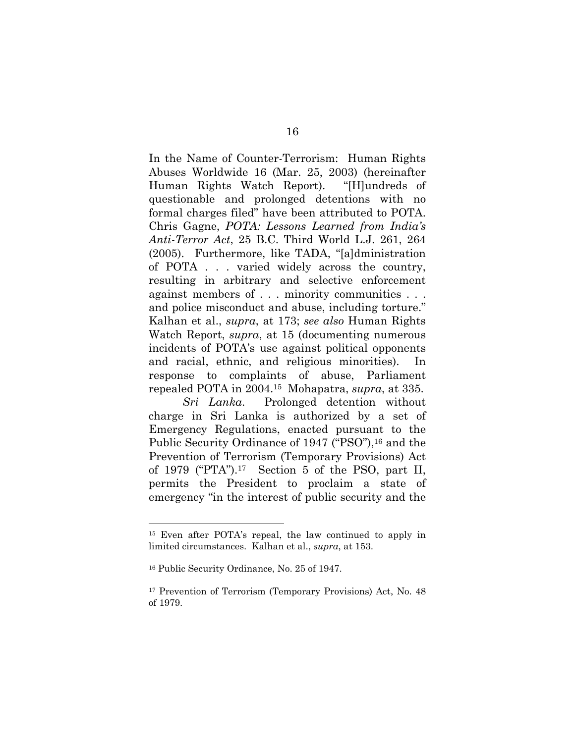In the Name of Counter-Terrorism: Human Rights Abuses Worldwide 16 (Mar. 25, 2003) (hereinafter Human Rights Watch Report). "[H]undreds of questionable and prolonged detentions with no formal charges filed" have been attributed to POTA. Chris Gagne, *POTA: Lessons Learned from India's Anti-Terror Act*, 25 B.C. Third World L.J. 261, 264 (2005). Furthermore, like TADA, "[a]dministration of POTA . . . varied widely across the country, resulting in arbitrary and selective enforcement against members of . . . minority communities . . . and police misconduct and abuse, including torture." Kalhan et al., *supra*, at 173; *see also* Human Rights Watch Report, *supra*, at 15 (documenting numerous incidents of POTA's use against political opponents and racial, ethnic, and religious minorities). In response to complaints of abuse, Parliament repealed POTA in 2004.[15] Mohapatra, *supra*, at 335.

*Sri Lanka.* Prolonged detention without charge in Sri Lanka is authorized by a set of Emergency Regulations, enacted pursuant to the Public Security Ordinance of 1947 ("PSO"),[16] and the Prevention of Terrorism (Temporary Provisions) Act of 1979 ("PTA").[17] Section 5 of the PSO, part II, permits the President to proclaim a state of emergency "in the interest of public security and the

---

[15] Even after POTA's repeal, the law continued to apply in limited circumstances. Kalhan et al., *supra*, at 153.

[16] Public Security Ordinance, No. 25 of 1947.

[17] Prevention of Terrorism (Temporary Provisions) Act, No. 48 of 1979.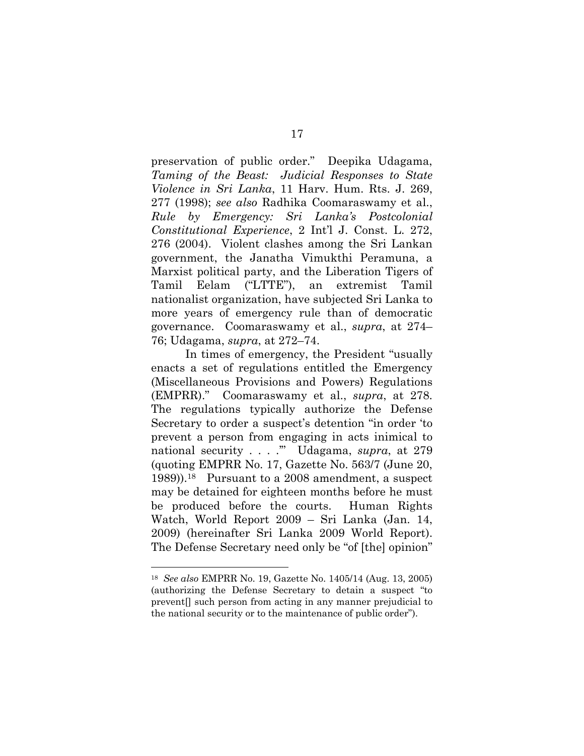preservation of public order." Deepika Udagama, *Taming of the Beast: Judicial Responses to State Violence in Sri Lanka*, 11 Harv. Hum. Rts. J. 269, 277 (1998); *see also* Radhika Coomaraswamy et al., *Rule by Emergency: Sri Lanka's Postcolonial Constitutional Experience*, 2 Int'l J. Const. L. 272, 276 (2004). Violent clashes among the Sri Lankan government, the Janatha Vimukthi Peramuna, a Marxist political party, and the Liberation Tigers of Tamil Eelam ("LTTE"), an extremist Tamil nationalist organization, have subjected Sri Lanka to more years of emergency rule than of democratic governance. Coomaraswamy et al., *supra*, at 274–76; Udagama, *supra*, at 272–74.

In times of emergency, the President "usually enacts a set of regulations entitled the Emergency (Miscellaneous Provisions and Powers) Regulations (EMPRR)." Coomaraswamy et al., *supra*, at 278. The regulations typically authorize the Defense Secretary to order a suspect's detention "in order 'to prevent a person from engaging in acts inimical to national security . . . .'" Udagama, *supra*, at 279 (quoting EMPRR No. 17, Gazette No. 563/7 (June 20, 1989)).[18] Pursuant to a 2008 amendment, a suspect may be detained for eighteen months before he must be produced before the courts. Human Rights Watch, World Report 2009 – Sri Lanka (Jan. 14, 2009) (hereinafter Sri Lanka 2009 World Report). The Defense Secretary need only be "of [the] opinion"

[18] *See also* EMPRR No. 19, Gazette No. 1405/14 (Aug. 13, 2005) (authorizing the Defense Secretary to detain a suspect "to prevent[] such person from acting in any manner prejudicial to the national security or to the maintenance of public order").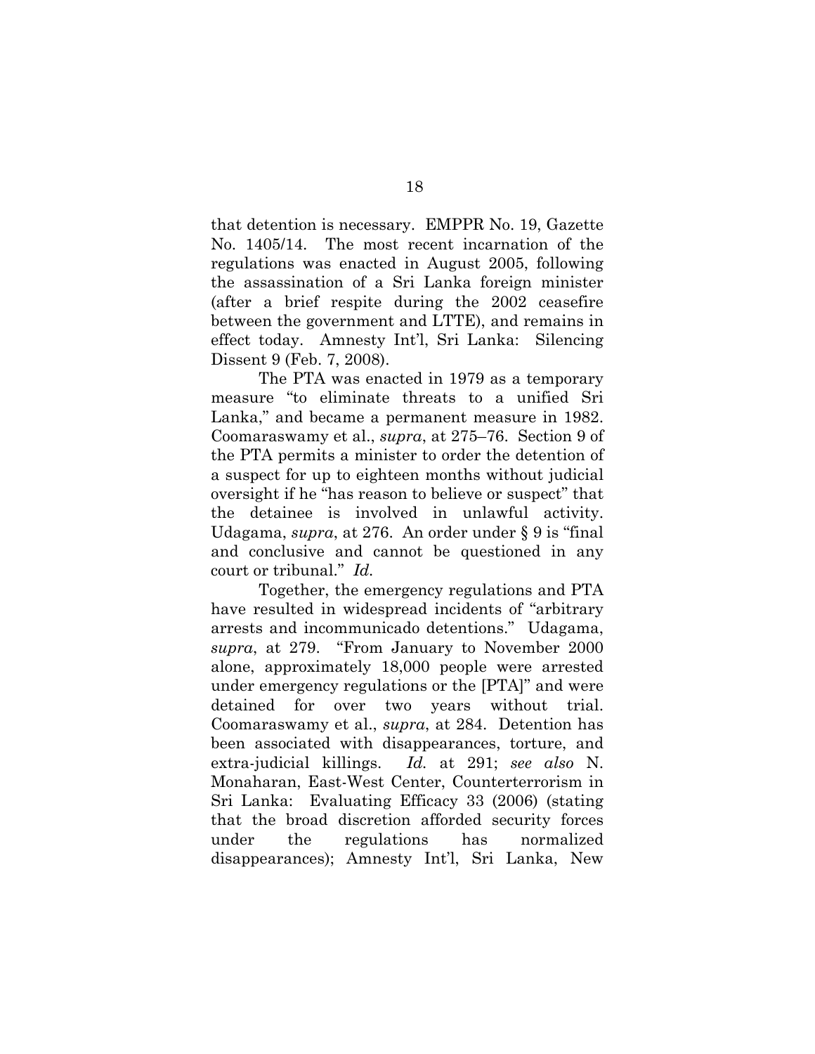that detention is necessary. EMPPR No. 19, Gazette No. 1405/14. The most recent incarnation of the regulations was enacted in August 2005, following the assassination of a Sri Lanka foreign minister (after a brief respite during the 2002 ceasefire between the government and LTTE), and remains in effect today. Amnesty Int'l, Sri Lanka: Silencing Dissent 9 (Feb. 7, 2008).

The PTA was enacted in 1979 as a temporary measure "to eliminate threats to a unified Sri Lanka," and became a permanent measure in 1982. Coomaraswamy et al., *supra*, at 275–76. Section 9 of the PTA permits a minister to order the detention of a suspect for up to eighteen months without judicial oversight if he "has reason to believe or suspect" that the detainee is involved in unlawful activity. Udagama, *supra*, at 276. An order under § 9 is "final and conclusive and cannot be questioned in any court or tribunal." *Id.*

Together, the emergency regulations and PTA have resulted in widespread incidents of "arbitrary arrests and incommunicado detentions." Udagama, *supra*, at 279. "From January to November 2000 alone, approximately 18,000 people were arrested under emergency regulations or the [PTA]" and were detained for over two years without trial. Coomaraswamy et al., *supra*, at 284. Detention has been associated with disappearances, torture, and extra-judicial killings. *Id.* at 291; *see also* N. Monaharan, East-West Center, Counterterrorism in Sri Lanka: Evaluating Efficacy 33 (2006) (stating that the broad discretion afforded security forces under the regulations has normalized disappearances); Amnesty Int'l, Sri Lanka, New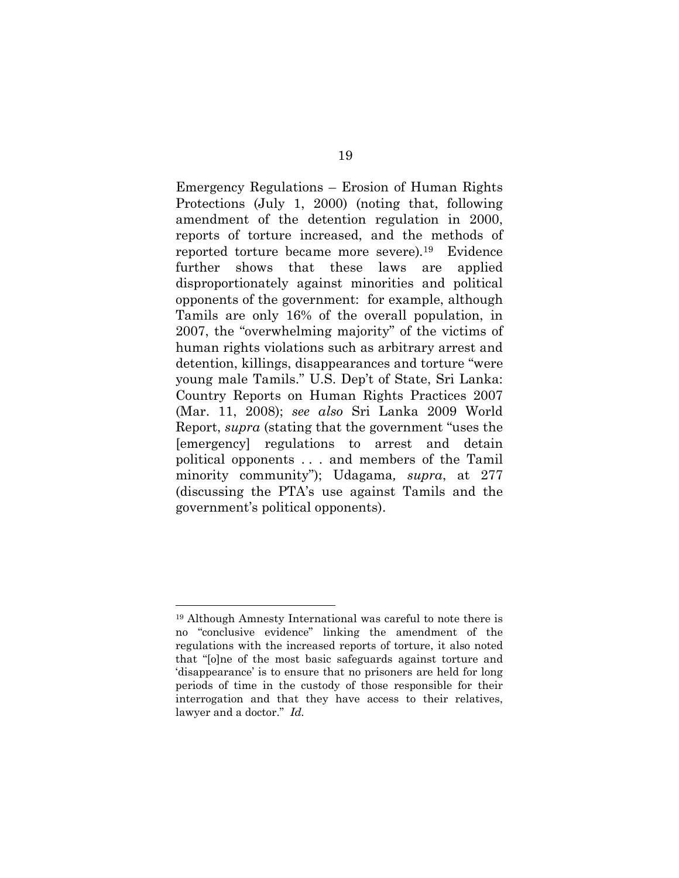Emergency Regulations – Erosion of Human Rights Protections (July 1, 2000) (noting that, following amendment of the detention regulation in 2000, reports of torture increased, and the methods of reported torture became more severe).[19] Evidence further shows that these laws are applied disproportionately against minorities and political opponents of the government: for example, although Tamils are only 16% of the overall population, in 2007, the "overwhelming majority" of the victims of human rights violations such as arbitrary arrest and detention, killings, disappearances and torture "were young male Tamils." U.S. Dep't of State, Sri Lanka: Country Reports on Human Rights Practices 2007 (Mar. 11, 2008); *see also* Sri Lanka 2009 World Report, *supra* (stating that the government "uses the [emergency] regulations to arrest and detain political opponents . . . and members of the Tamil minority community"); Udagama*, supra*, at 277 (discussing the PTA's use against Tamils and the government's political opponents).

---

[19] Although Amnesty International was careful to note there is no "conclusive evidence" linking the amendment of the regulations with the increased reports of torture, it also noted that "[o]ne of the most basic safeguards against torture and 'disappearance' is to ensure that no prisoners are held for long periods of time in the custody of those responsible for their interrogation and that they have access to their relatives, lawyer and a doctor." *Id.*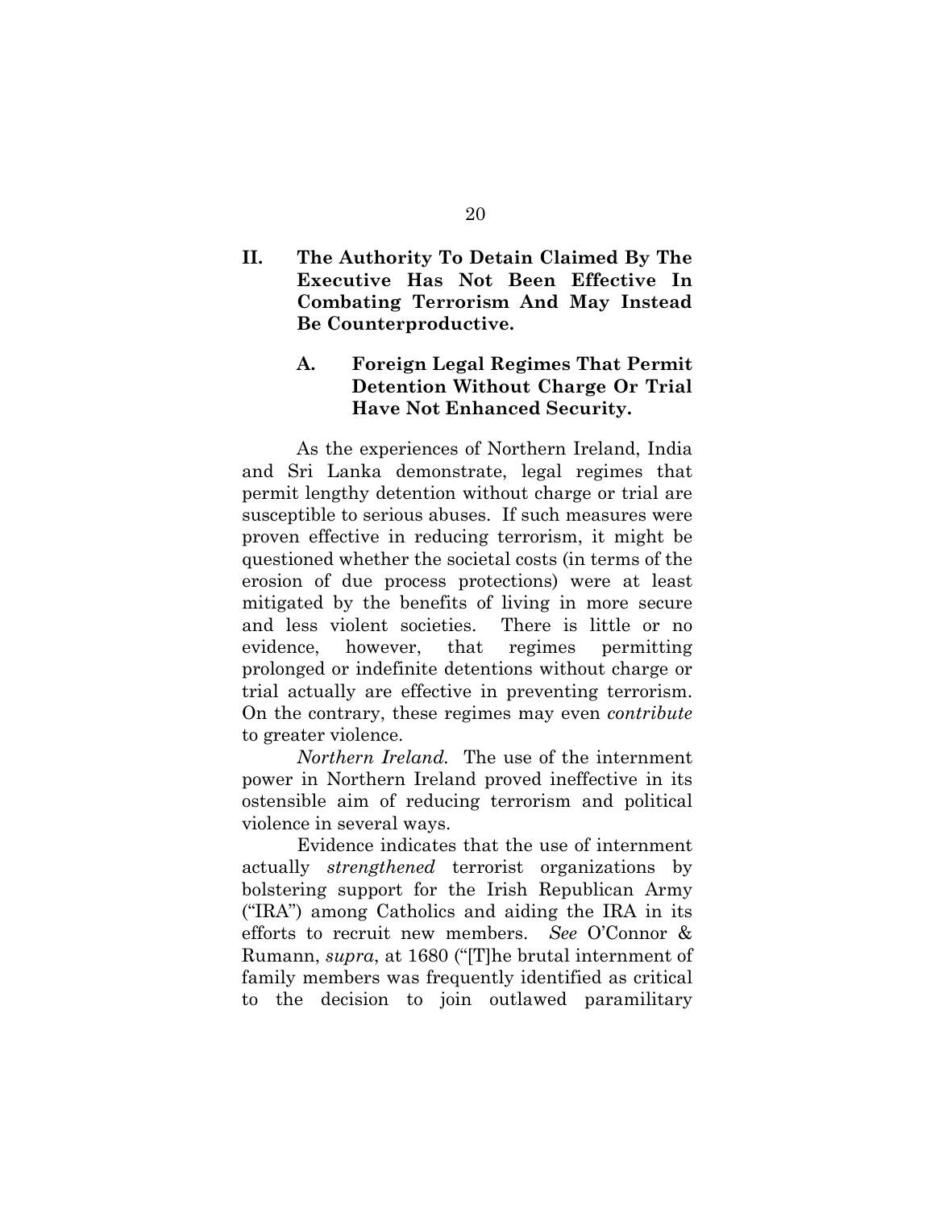## II. The Authority To Detain Claimed By The Executive Has Not Been Effective In Combating Terrorism And May Instead Be Counterproductive.

### A. Foreign Legal Regimes That Permit Detention Without Charge Or Trial Have Not Enhanced Security.

As the experiences of Northern Ireland, India and Sri Lanka demonstrate, legal regimes that permit lengthy detention without charge or trial are susceptible to serious abuses. If such measures were proven effective in reducing terrorism, it might be questioned whether the societal costs (in terms of the erosion of due process protections) were at least mitigated by the benefits of living in more secure and less violent societies. There is little or no evidence, however, that regimes permitting prolonged or indefinite detentions without charge or trial actually are effective in preventing terrorism. On the contrary, these regimes may even *contribute* to greater violence.

*Northern Ireland.* The use of the internment power in Northern Ireland proved ineffective in its ostensible aim of reducing terrorism and political violence in several ways.

Evidence indicates that the use of internment actually *strengthened* terrorist organizations by bolstering support for the Irish Republican Army ("IRA") among Catholics and aiding the IRA in its efforts to recruit new members. *See* O'Connor & Rumann, *supra*, at 1680 ("[T]he brutal internment of family members was frequently identified as critical to the decision to join outlawed paramilitary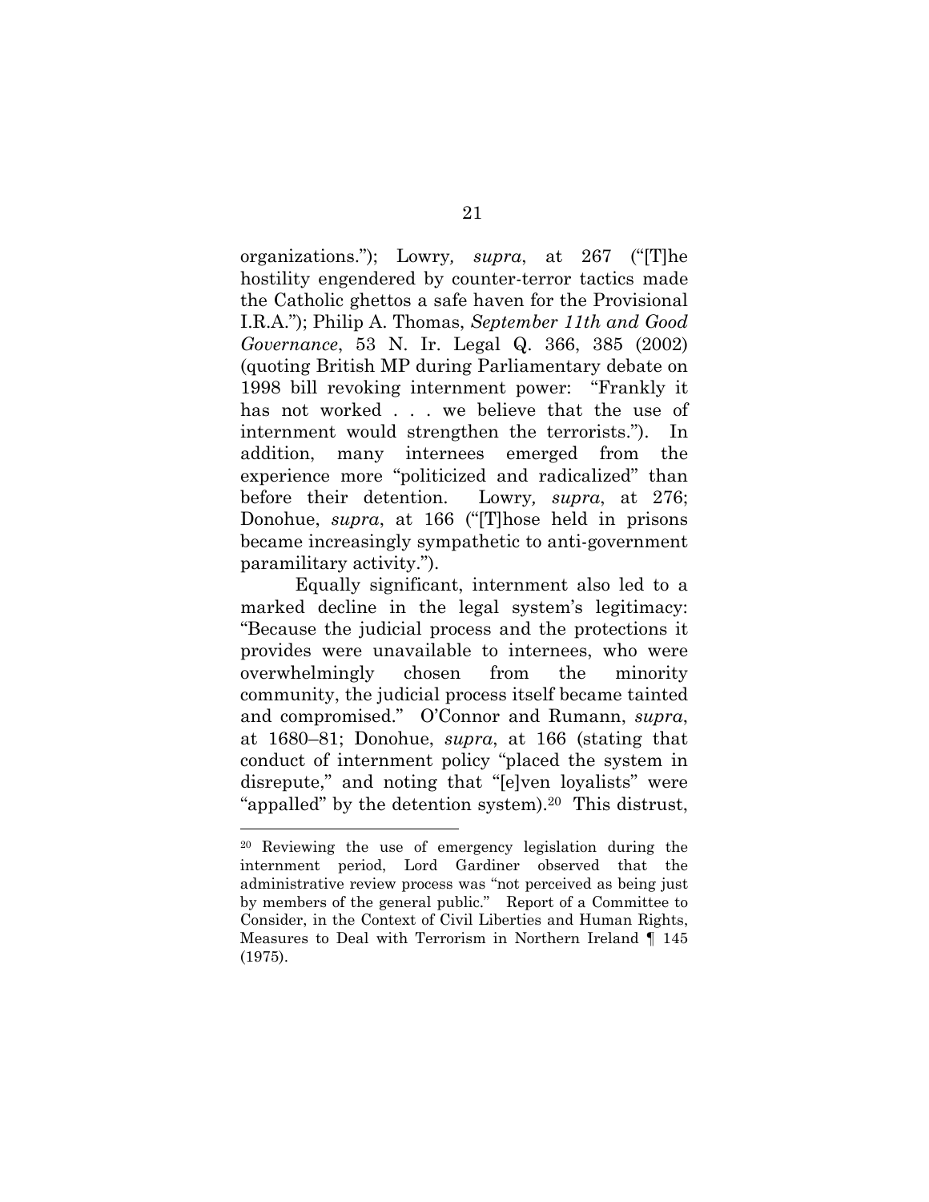organizations."); Lowry, *supra*, at 267 ("[T]he hostility engendered by counter-terror tactics made the Catholic ghettos a safe haven for the Provisional I.R.A."); Philip A. Thomas, *September 11th and Good Governance*, 53 N. Ir. Legal Q. 366, 385 (2002) (quoting British MP during Parliamentary debate on 1998 bill revoking internment power: "Frankly it has not worked . . . we believe that the use of internment would strengthen the terrorists."). In addition, many internees emerged from the experience more "politicized and radicalized" than before their detention. Lowry, *supra*, at 276; Donohue, *supra*, at 166 ("[T]hose held in prisons became increasingly sympathetic to anti-government paramilitary activity.").

Equally significant, internment also led to a marked decline in the legal system's legitimacy: "Because the judicial process and the protections it provides were unavailable to internees, who were overwhelmingly chosen from the minority community, the judicial process itself became tainted and compromised." O'Connor and Rumann, *supra*, at 1680–81; Donohue, *supra*, at 166 (stating that conduct of internment policy "placed the system in disrepute," and noting that "[e]ven loyalists" were "appalled" by the detention system).[20] This distrust,

---

[20] Reviewing the use of emergency legislation during the internment period, Lord Gardiner observed that the administrative review process was "not perceived as being just by members of the general public." Report of a Committee to Consider, in the Context of Civil Liberties and Human Rights, Measures to Deal with Terrorism in Northern Ireland ¶ 145 (1975).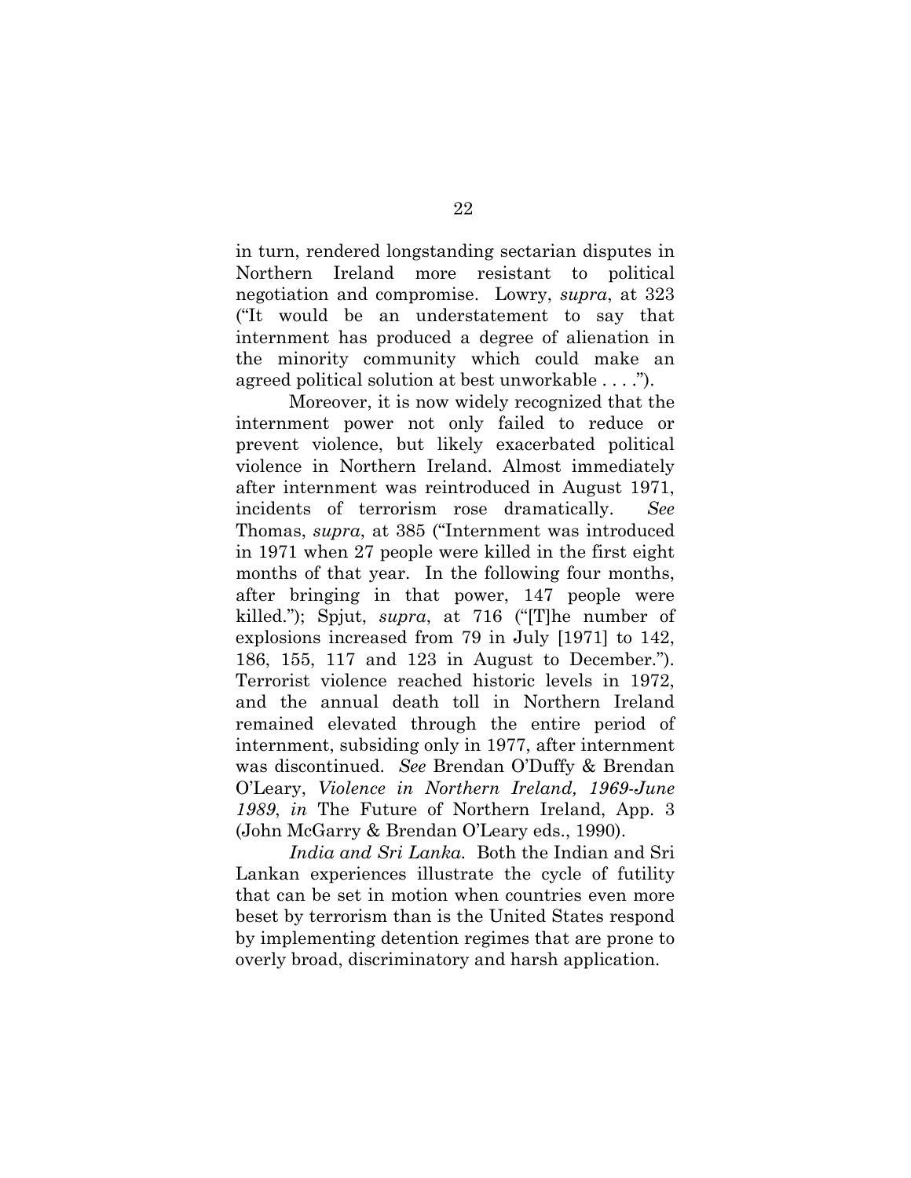in turn, rendered longstanding sectarian disputes in Northern Ireland more resistant to political negotiation and compromise. Lowry, *supra*, at 323 ("It would be an understatement to say that internment has produced a degree of alienation in the minority community which could make an agreed political solution at best unworkable . . . .").

Moreover, it is now widely recognized that the internment power not only failed to reduce or prevent violence, but likely exacerbated political violence in Northern Ireland. Almost immediately after internment was reintroduced in August 1971, incidents of terrorism rose dramatically. *See* Thomas, *supra*, at 385 ("Internment was introduced in 1971 when 27 people were killed in the first eight months of that year. In the following four months, after bringing in that power, 147 people were killed."); Spjut, *supra*, at 716 ("[T]he number of explosions increased from 79 in July [1971] to 142, 186, 155, 117 and 123 in August to December."). Terrorist violence reached historic levels in 1972, and the annual death toll in Northern Ireland remained elevated through the entire period of internment, subsiding only in 1977, after internment was discontinued. *See* Brendan O'Duffy & Brendan O'Leary, *Violence in Northern Ireland, 1969-June 1989*, *in* The Future of Northern Ireland, App. 3 (John McGarry & Brendan O'Leary eds., 1990).

*India and Sri Lanka.* Both the Indian and Sri Lankan experiences illustrate the cycle of futility that can be set in motion when countries even more beset by terrorism than is the United States respond by implementing detention regimes that are prone to overly broad, discriminatory and harsh application.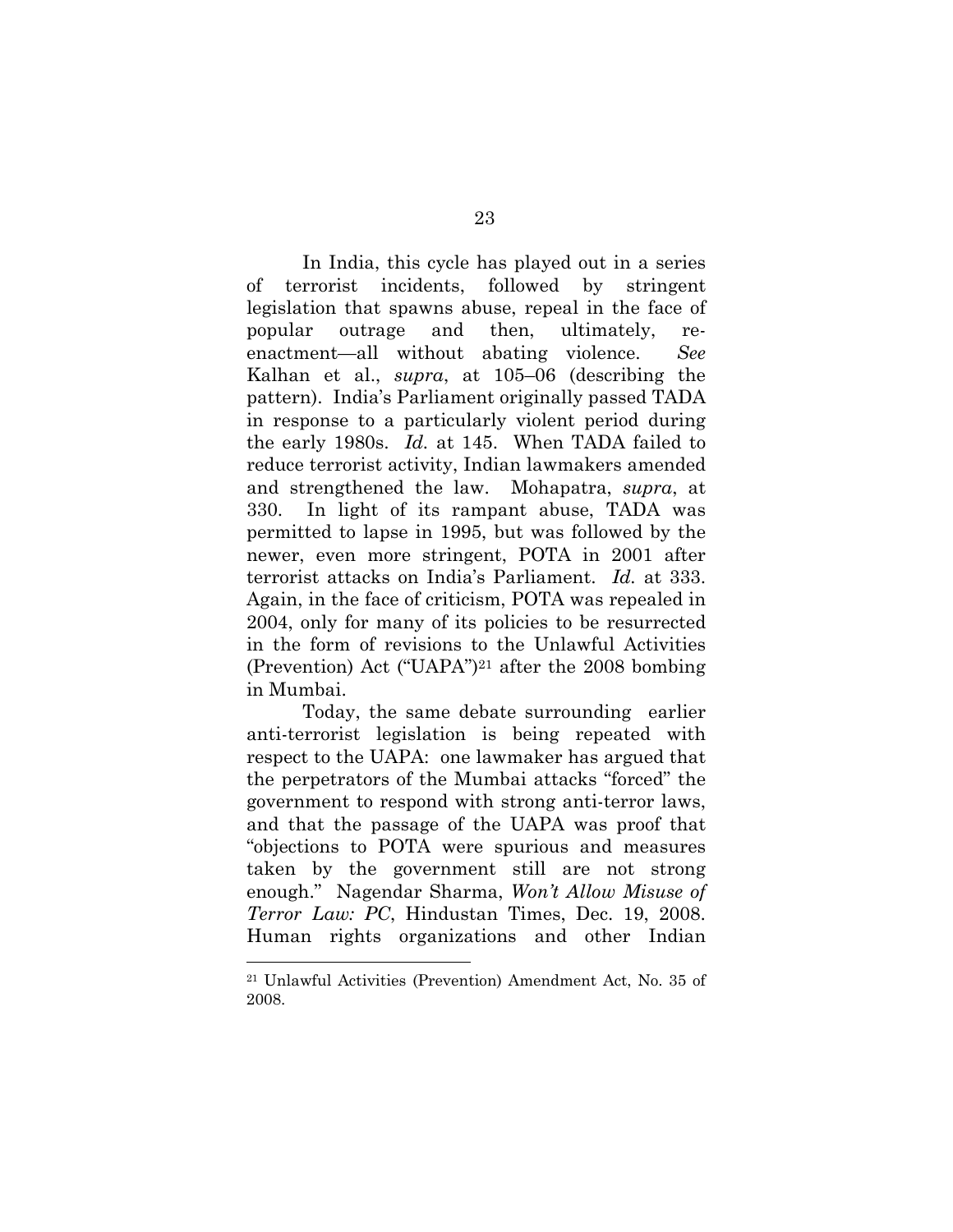In India, this cycle has played out in a series of terrorist incidents, followed by stringent legislation that spawns abuse, repeal in the face of popular outrage and then, ultimately, re-enactment—all without abating violence. *See* Kalhan et al., *supra*, at 105–06 (describing the pattern). India's Parliament originally passed TADA in response to a particularly violent period during the early 1980s. *Id.* at 145. When TADA failed to reduce terrorist activity, Indian lawmakers amended and strengthened the law. Mohapatra, *supra*, at 330. In light of its rampant abuse, TADA was permitted to lapse in 1995, but was followed by the newer, even more stringent, POTA in 2001 after terrorist attacks on India's Parliament. *Id.* at 333. Again, in the face of criticism, POTA was repealed in 2004, only for many of its policies to be resurrected in the form of revisions to the Unlawful Activities (Prevention) Act ("UAPA")[21] after the 2008 bombing in Mumbai.

Today, the same debate surrounding earlier anti-terrorist legislation is being repeated with respect to the UAPA: one lawmaker has argued that the perpetrators of the Mumbai attacks "forced" the government to respond with strong anti-terror laws, and that the passage of the UAPA was proof that "objections to POTA were spurious and measures taken by the government still are not strong enough." Nagendar Sharma, *Won't Allow Misuse of Terror Law: PC*, Hindustan Times, Dec. 19, 2008. Human rights organizations and other Indian

---

[21] Unlawful Activities (Prevention) Amendment Act, No. 35 of 2008.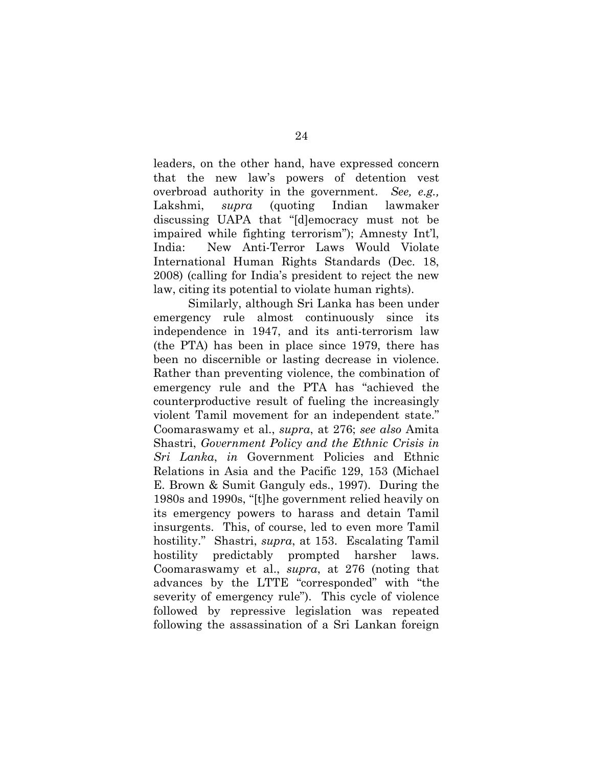leaders, on the other hand, have expressed concern that the new law's powers of detention vest overbroad authority in the government. *See, e.g.,* Lakshmi, *supra* (quoting Indian lawmaker discussing UAPA that "[d]emocracy must not be impaired while fighting terrorism"); Amnesty Int'l, India: New Anti-Terror Laws Would Violate International Human Rights Standards (Dec. 18, 2008) (calling for India's president to reject the new law, citing its potential to violate human rights).

Similarly, although Sri Lanka has been under emergency rule almost continuously since its independence in 1947, and its anti-terrorism law (the PTA) has been in place since 1979, there has been no discernible or lasting decrease in violence. Rather than preventing violence, the combination of emergency rule and the PTA has "achieved the counterproductive result of fueling the increasingly violent Tamil movement for an independent state." Coomaraswamy et al., *supra*, at 276; *see also* Amita Shastri, *Government Policy and the Ethnic Crisis in Sri Lanka*, *in* Government Policies and Ethnic Relations in Asia and the Pacific 129, 153 (Michael E. Brown & Sumit Ganguly eds., 1997). During the 1980s and 1990s, "[t]he government relied heavily on its emergency powers to harass and detain Tamil insurgents. This, of course, led to even more Tamil hostility." Shastri, *supra*, at 153. Escalating Tamil hostility predictably prompted harsher laws. Coomaraswamy et al., *supra*, at 276 (noting that advances by the LTTE "corresponded" with "the severity of emergency rule"). This cycle of violence followed by repressive legislation was repeated following the assassination of a Sri Lankan foreign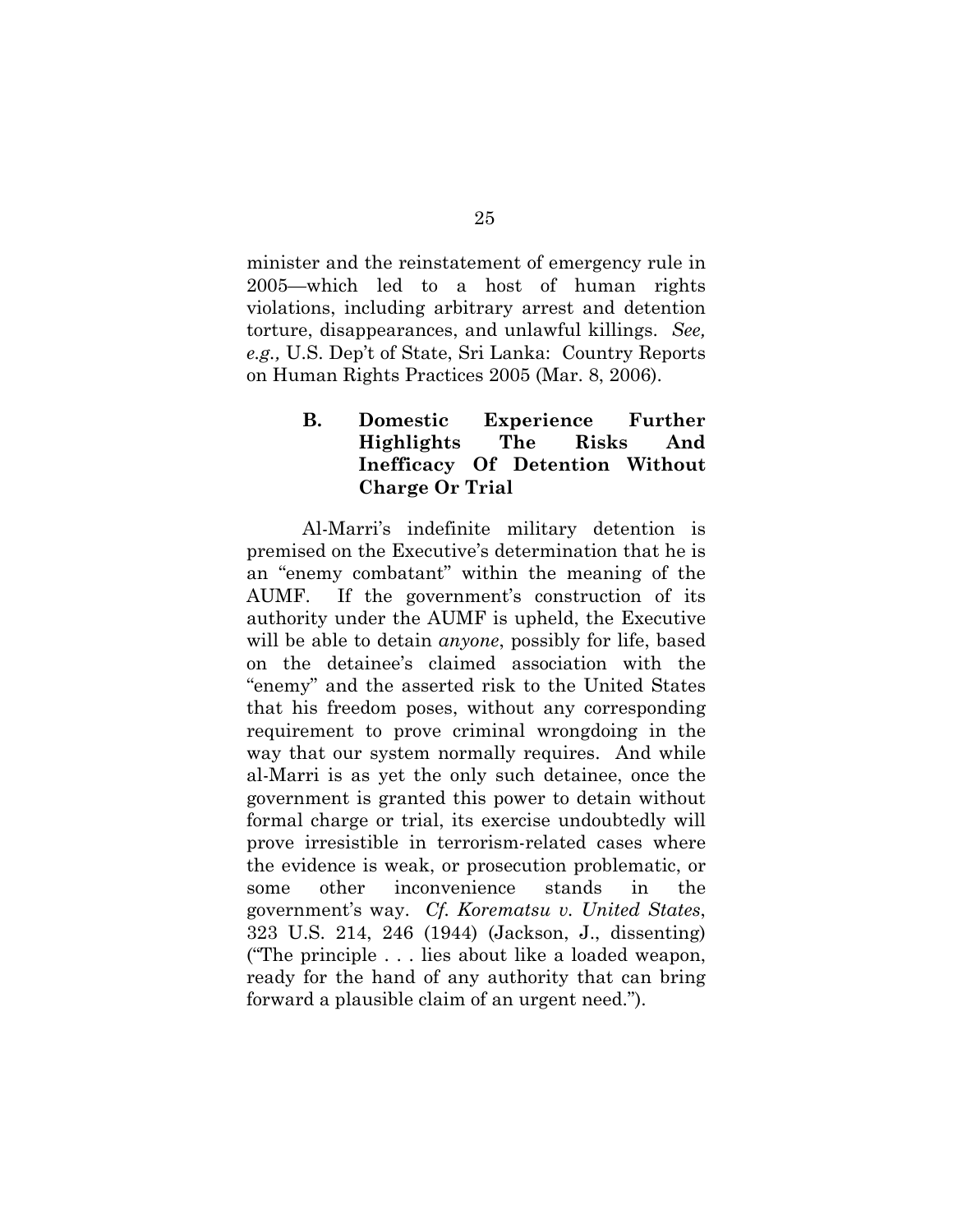minister and the reinstatement of emergency rule in 2005—which led to a host of human rights violations, including arbitrary arrest and detention torture, disappearances, and unlawful killings. *See, e.g.,* U.S. Dep't of State, Sri Lanka: Country Reports on Human Rights Practices 2005 (Mar. 8, 2006).

### B. Domestic Experience Further Highlights The Risks And Inefficacy Of Detention Without Charge Or Trial

Al-Marri's indefinite military detention is premised on the Executive's determination that he is an "enemy combatant" within the meaning of the AUMF. If the government's construction of its authority under the AUMF is upheld, the Executive will be able to detain *anyone*, possibly for life, based on the detainee's claimed association with the "enemy" and the asserted risk to the United States that his freedom poses, without any corresponding requirement to prove criminal wrongdoing in the way that our system normally requires. And while al-Marri is as yet the only such detainee, once the government is granted this power to detain without formal charge or trial, its exercise undoubtedly will prove irresistible in terrorism-related cases where the evidence is weak, or prosecution problematic, or some other inconvenience stands in the government's way. *Cf. Korematsu v. United States*, 323 U.S. 214, 246 (1944) (Jackson, J., dissenting) ("The principle . . . lies about like a loaded weapon, ready for the hand of any authority that can bring forward a plausible claim of an urgent need.").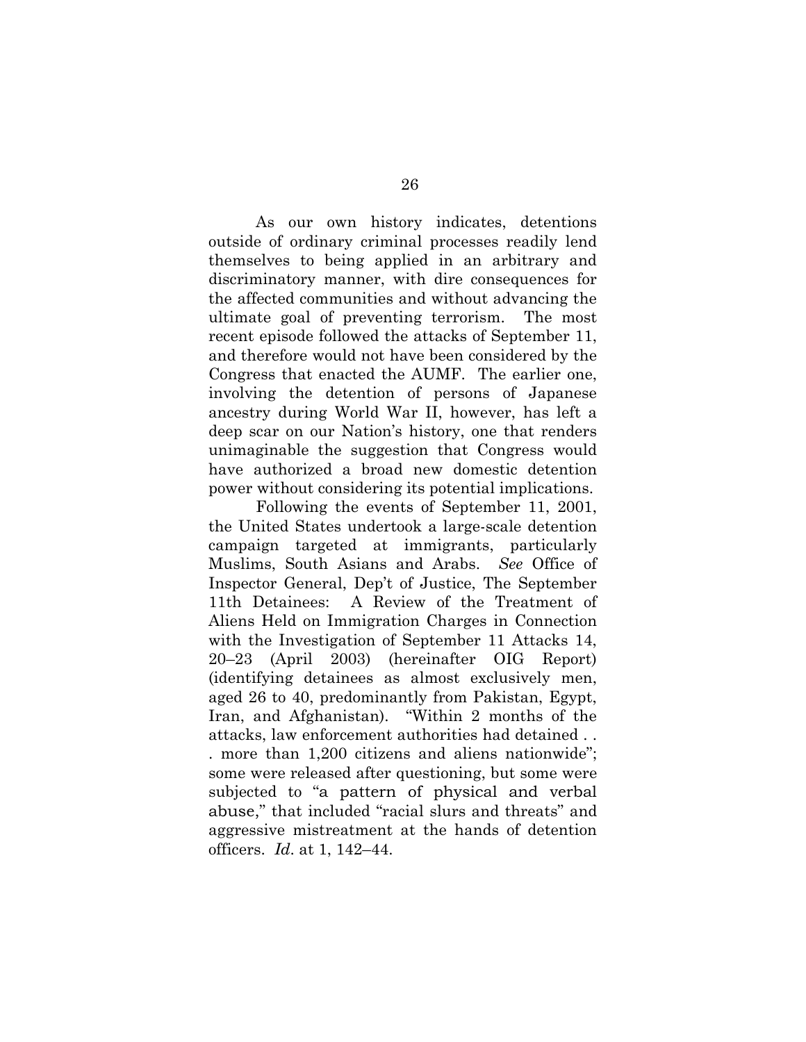As our own history indicates, detentions outside of ordinary criminal processes readily lend themselves to being applied in an arbitrary and discriminatory manner, with dire consequences for the affected communities and without advancing the ultimate goal of preventing terrorism. The most recent episode followed the attacks of September 11, and therefore would not have been considered by the Congress that enacted the AUMF. The earlier one, involving the detention of persons of Japanese ancestry during World War II, however, has left a deep scar on our Nation's history, one that renders unimaginable the suggestion that Congress would have authorized a broad new domestic detention power without considering its potential implications.

Following the events of September 11, 2001, the United States undertook a large-scale detention campaign targeted at immigrants, particularly Muslims, South Asians and Arabs. *See* Office of Inspector General, Dep't of Justice, The September 11th Detainees: A Review of the Treatment of Aliens Held on Immigration Charges in Connection with the Investigation of September 11 Attacks 14, 20–23 (April 2003) (hereinafter OIG Report) (identifying detainees as almost exclusively men, aged 26 to 40, predominantly from Pakistan, Egypt, Iran, and Afghanistan). "Within 2 months of the attacks, law enforcement authorities had detained . . . more than 1,200 citizens and aliens nationwide"; some were released after questioning, but some were subjected to "a pattern of physical and verbal abuse," that included "racial slurs and threats" and aggressive mistreatment at the hands of detention officers. *Id*. at 1, 142–44.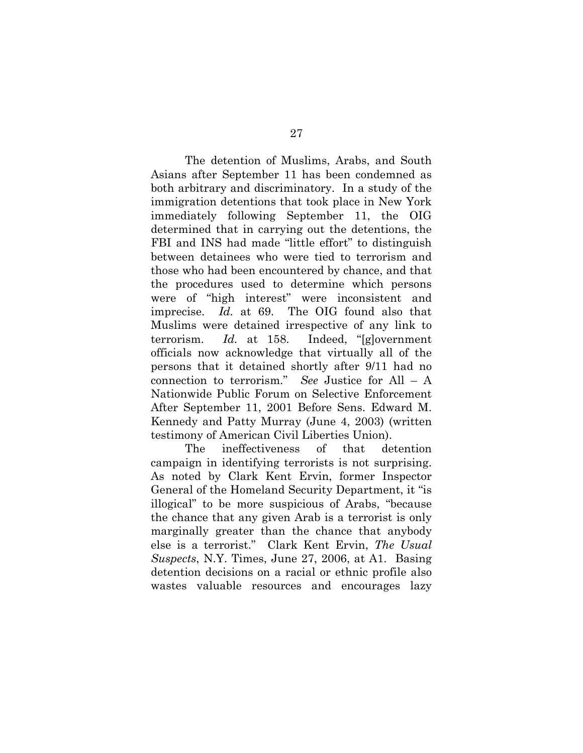The detention of Muslims, Arabs, and South Asians after September 11 has been condemned as both arbitrary and discriminatory. In a study of the immigration detentions that took place in New York immediately following September 11, the OIG determined that in carrying out the detentions, the FBI and INS had made "little effort" to distinguish between detainees who were tied to terrorism and those who had been encountered by chance, and that the procedures used to determine which persons were of "high interest" were inconsistent and imprecise. *Id.* at 69. The OIG found also that Muslims were detained irrespective of any link to terrorism. *Id.* at 158. Indeed, "[g]overnment officials now acknowledge that virtually all of the persons that it detained shortly after 9/11 had no connection to terrorism." *See* Justice for All – A Nationwide Public Forum on Selective Enforcement After September 11, 2001 Before Sens. Edward M. Kennedy and Patty Murray (June 4, 2003) (written testimony of American Civil Liberties Union).

The ineffectiveness of that detention campaign in identifying terrorists is not surprising. As noted by Clark Kent Ervin, former Inspector General of the Homeland Security Department, it "is illogical" to be more suspicious of Arabs, "because the chance that any given Arab is a terrorist is only marginally greater than the chance that anybody else is a terrorist." Clark Kent Ervin, *The Usual Suspects*, N.Y. Times, June 27, 2006, at A1. Basing detention decisions on a racial or ethnic profile also wastes valuable resources and encourages lazy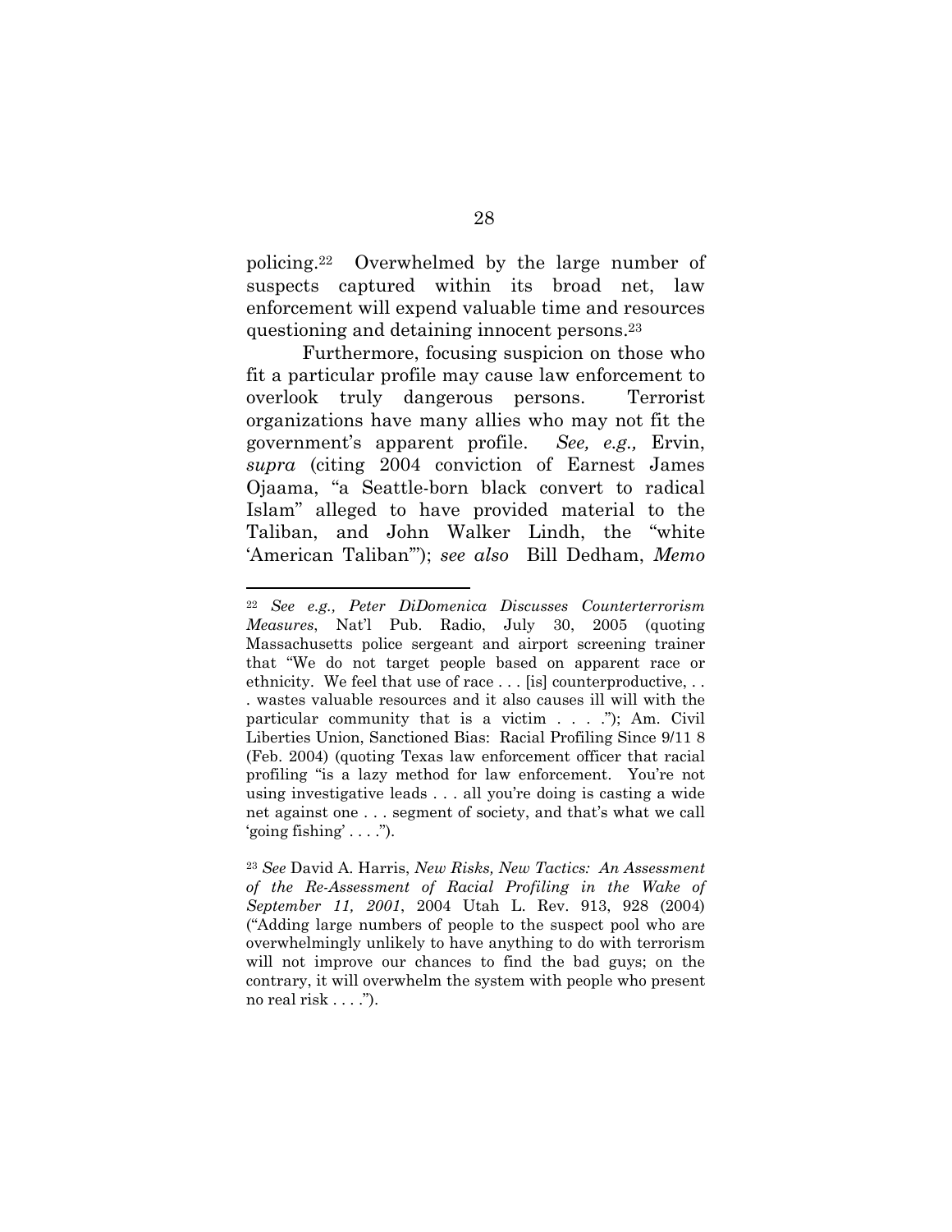policing.[22] Overwhelmed by the large number of suspects captured within its broad net, law enforcement will expend valuable time and resources questioning and detaining innocent persons.[23]

Furthermore, focusing suspicion on those who fit a particular profile may cause law enforcement to overlook truly dangerous persons. Terrorist organizations have many allies who may not fit the government's apparent profile. *See, e.g.,* Ervin, *supra* (citing 2004 conviction of Earnest James Ojaama, "a Seattle-born black convert to radical Islam" alleged to have provided material to the Taliban, and John Walker Lindh, the "white 'American Taliban'"); *see also* Bill Dedham, *Memo*

---

[22] *See e.g., Peter DiDomenica Discusses Counterterrorism Measures*, Nat'l Pub. Radio, July 30, 2005 (quoting Massachusetts police sergeant and airport screening trainer that "We do not target people based on apparent race or ethnicity. We feel that use of race . . . [is] counterproductive, . . . wastes valuable resources and it also causes ill will with the particular community that is a victim . . . ."); Am. Civil Liberties Union, Sanctioned Bias: Racial Profiling Since 9/11 8 (Feb. 2004) (quoting Texas law enforcement officer that racial profiling "is a lazy method for law enforcement. You're not using investigative leads . . . all you're doing is casting a wide net against one . . . segment of society, and that's what we call 'going fishing' . . . .").

[23] *See* David A. Harris, *New Risks, New Tactics: An Assessment of the Re-Assessment of Racial Profiling in the Wake of September 11, 2001*, 2004 Utah L. Rev. 913, 928 (2004) ("Adding large numbers of people to the suspect pool who are overwhelmingly unlikely to have anything to do with terrorism will not improve our chances to find the bad guys; on the contrary, it will overwhelm the system with people who present no real risk . . . .").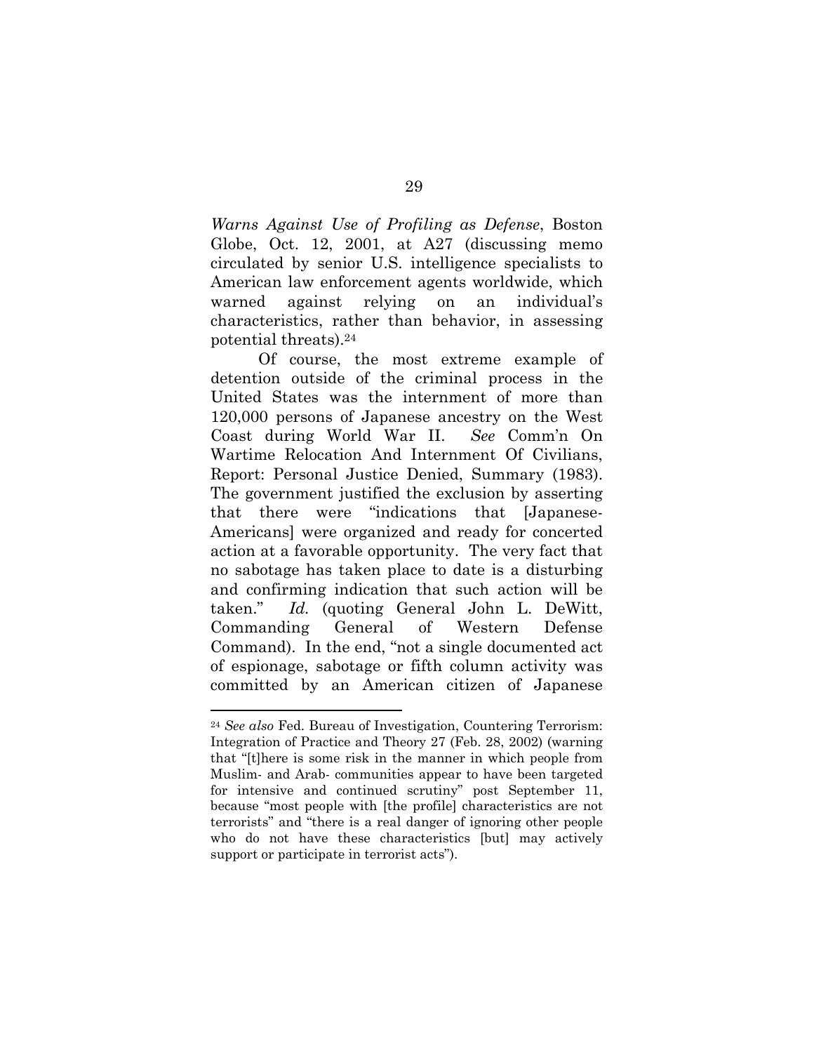*Warns Against Use of Profiling as Defense*, Boston Globe, Oct. 12, 2001, at A27 (discussing memo circulated by senior U.S. intelligence specialists to American law enforcement agents worldwide, which warned against relying on an individual's characteristics, rather than behavior, in assessing potential threats).[24]

Of course, the most extreme example of detention outside of the criminal process in the United States was the internment of more than 120,000 persons of Japanese ancestry on the West Coast during World War II. *See* Comm'n On Wartime Relocation And Internment Of Civilians, Report: Personal Justice Denied, Summary (1983). The government justified the exclusion by asserting that there were "indications that [Japanese-Americans] were organized and ready for concerted action at a favorable opportunity. The very fact that no sabotage has taken place to date is a disturbing and confirming indication that such action will be taken." *Id.* (quoting General John L. DeWitt, Commanding General of Western Defense Command). In the end, "not a single documented act of espionage, sabotage or fifth column activity was committed by an American citizen of Japanese

---

[24] *See also* Fed. Bureau of Investigation, Countering Terrorism: Integration of Practice and Theory 27 (Feb. 28, 2002) (warning that "[t]here is some risk in the manner in which people from Muslim- and Arab- communities appear to have been targeted for intensive and continued scrutiny" post September 11, because "most people with [the profile] characteristics are not terrorists" and "there is a real danger of ignoring other people who do not have these characteristics [but] may actively support or participate in terrorist acts").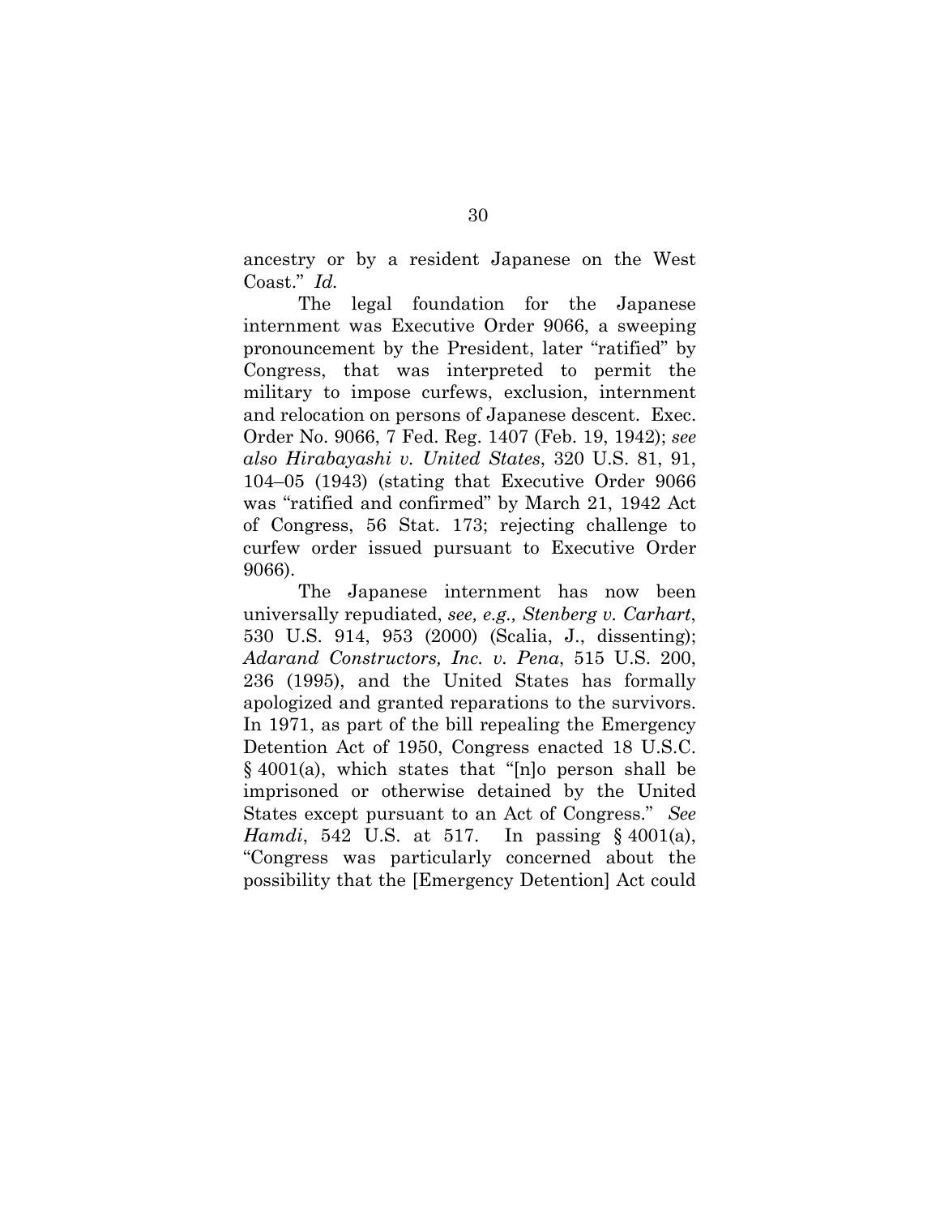ancestry or by a resident Japanese on the West Coast." *Id.*

The legal foundation for the Japanese internment was Executive Order 9066, a sweeping pronouncement by the President, later "ratified" by Congress, that was interpreted to permit the military to impose curfews, exclusion, internment and relocation on persons of Japanese descent. Exec. Order No. 9066, 7 Fed. Reg. 1407 (Feb. 19, 1942); *see also Hirabayashi v. United States*, 320 U.S. 81, 91, 104–05 (1943) (stating that Executive Order 9066 was "ratified and confirmed" by March 21, 1942 Act of Congress, 56 Stat. 173; rejecting challenge to curfew order issued pursuant to Executive Order 9066).

The Japanese internment has now been universally repudiated, *see, e.g., Stenberg v. Carhart*, 530 U.S. 914, 953 (2000) (Scalia, J., dissenting); *Adarand Constructors, Inc. v. Pena*, 515 U.S. 200, 236 (1995), and the United States has formally apologized and granted reparations to the survivors. In 1971, as part of the bill repealing the Emergency Detention Act of 1950, Congress enacted 18 U.S.C. § 4001(a), which states that "[n]o person shall be imprisoned or otherwise detained by the United States except pursuant to an Act of Congress." *See Hamdi*, 542 U.S. at 517. In passing § 4001(a), "Congress was particularly concerned about the possibility that the [Emergency Detention] Act could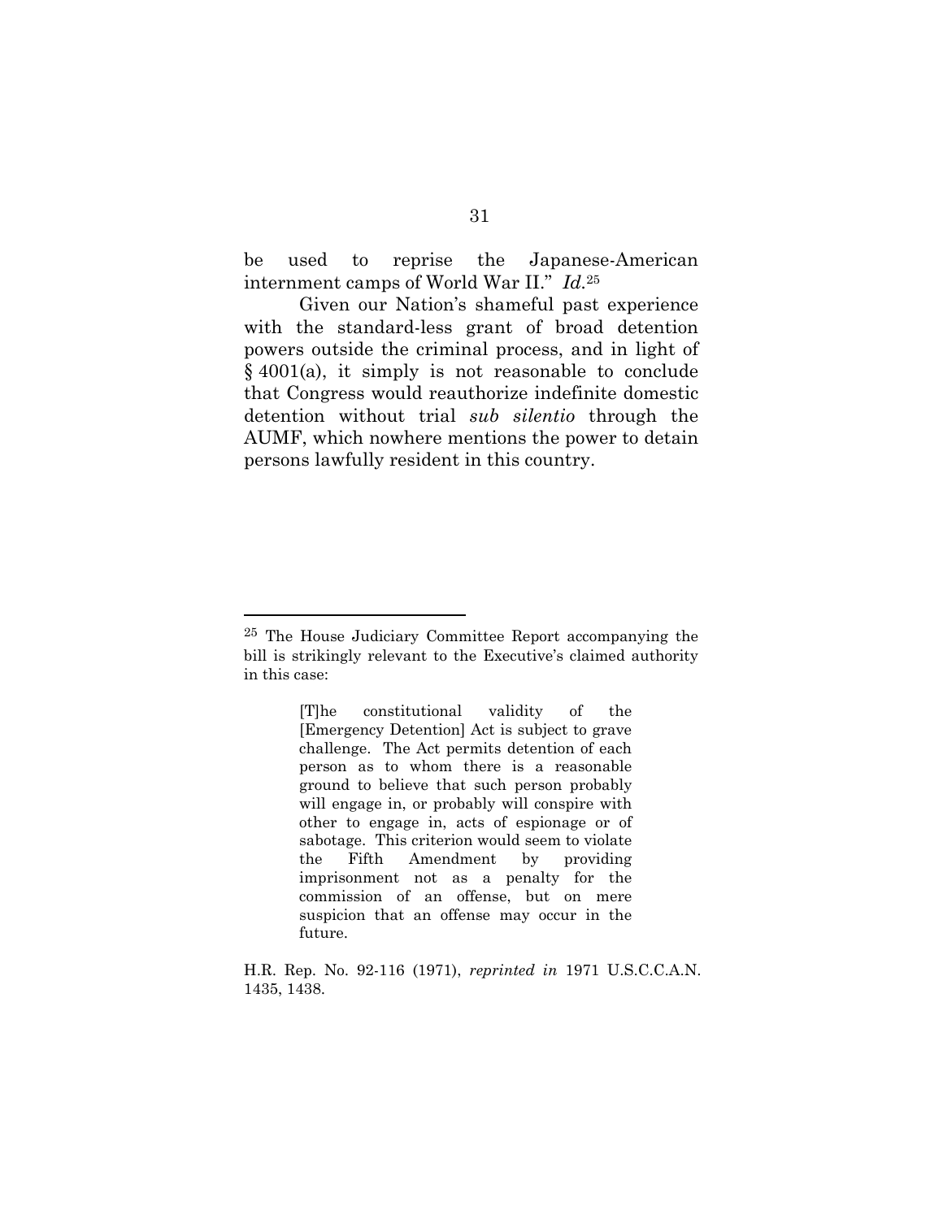be used to reprise the Japanese-American internment camps of World War II." *Id.*[25]

Given our Nation's shameful past experience with the standard-less grant of broad detention powers outside the criminal process, and in light of § 4001(a), it simply is not reasonable to conclude that Congress would reauthorize indefinite domestic detention without trial *sub silentio* through the AUMF, which nowhere mentions the power to detain persons lawfully resident in this country.

---

[25] The House Judiciary Committee Report accompanying the bill is strikingly relevant to the Executive's claimed authority in this case:

> [T]he constitutional validity of the [Emergency Detention] Act is subject to grave challenge. The Act permits detention of each person as to whom there is a reasonable ground to believe that such person probably will engage in, or probably will conspire with other to engage in, acts of espionage or of sabotage. This criterion would seem to violate the Fifth Amendment by providing imprisonment not as a penalty for the commission of an offense, but on mere suspicion that an offense may occur in the future.

H.R. Rep. No. 92-116 (1971), *reprinted in* 1971 U.S.C.C.A.N. 1435, 1438.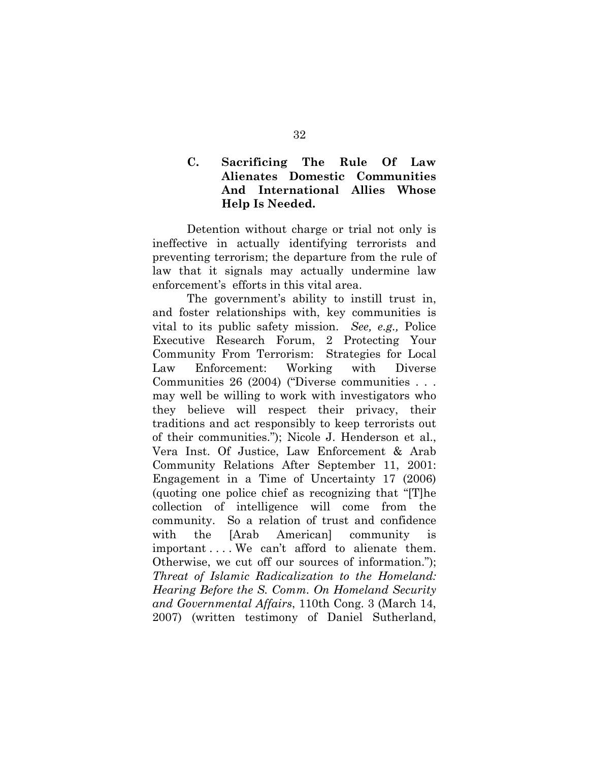### C. Sacrificing The Rule Of Law Alienates Domestic Communities And International Allies Whose Help Is Needed.

Detention without charge or trial not only is ineffective in actually identifying terrorists and preventing terrorism; the departure from the rule of law that it signals may actually undermine law enforcement's efforts in this vital area.

The government's ability to instill trust in, and foster relationships with, key communities is vital to its public safety mission. *See, e.g.,* Police Executive Research Forum, 2 Protecting Your Community From Terrorism: Strategies for Local Law Enforcement: Working with Diverse Communities 26 (2004) ("Diverse communities . . . may well be willing to work with investigators who they believe will respect their privacy, their traditions and act responsibly to keep terrorists out of their communities."); Nicole J. Henderson et al., Vera Inst. Of Justice, Law Enforcement & Arab Community Relations After September 11, 2001: Engagement in a Time of Uncertainty 17 (2006) (quoting one police chief as recognizing that "[T]he collection of intelligence will come from the community. So a relation of trust and confidence with the [Arab American] community is important . . . . We can't afford to alienate them. Otherwise, we cut off our sources of information."); *Threat of Islamic Radicalization to the Homeland: Hearing Before the S. Comm. On Homeland Security and Governmental Affairs*, 110th Cong. 3 (March 14, 2007) (written testimony of Daniel Sutherland,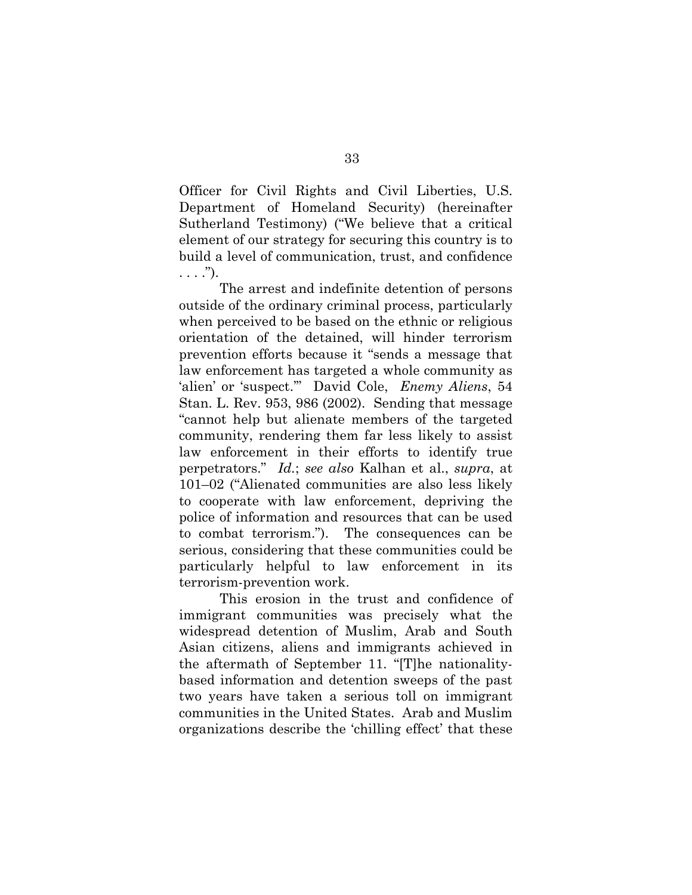Officer for Civil Rights and Civil Liberties, U.S. Department of Homeland Security) (hereinafter Sutherland Testimony) ("We believe that a critical element of our strategy for securing this country is to build a level of communication, trust, and confidence . . . .").

The arrest and indefinite detention of persons outside of the ordinary criminal process, particularly when perceived to be based on the ethnic or religious orientation of the detained, will hinder terrorism prevention efforts because it "sends a message that law enforcement has targeted a whole community as 'alien' or 'suspect.'" David Cole, *Enemy Aliens*, 54 Stan. L. Rev. 953, 986 (2002). Sending that message "cannot help but alienate members of the targeted community, rendering them far less likely to assist law enforcement in their efforts to identify true perpetrators." *Id.*; *see also* Kalhan et al., *supra*, at 101–02 ("Alienated communities are also less likely to cooperate with law enforcement, depriving the police of information and resources that can be used to combat terrorism."). The consequences can be serious, considering that these communities could be particularly helpful to law enforcement in its terrorism-prevention work.

This erosion in the trust and confidence of immigrant communities was precisely what the widespread detention of Muslim, Arab and South Asian citizens, aliens and immigrants achieved in the aftermath of September 11. "[T]he nationality-based information and detention sweeps of the past two years have taken a serious toll on immigrant communities in the United States. Arab and Muslim organizations describe the 'chilling effect' that these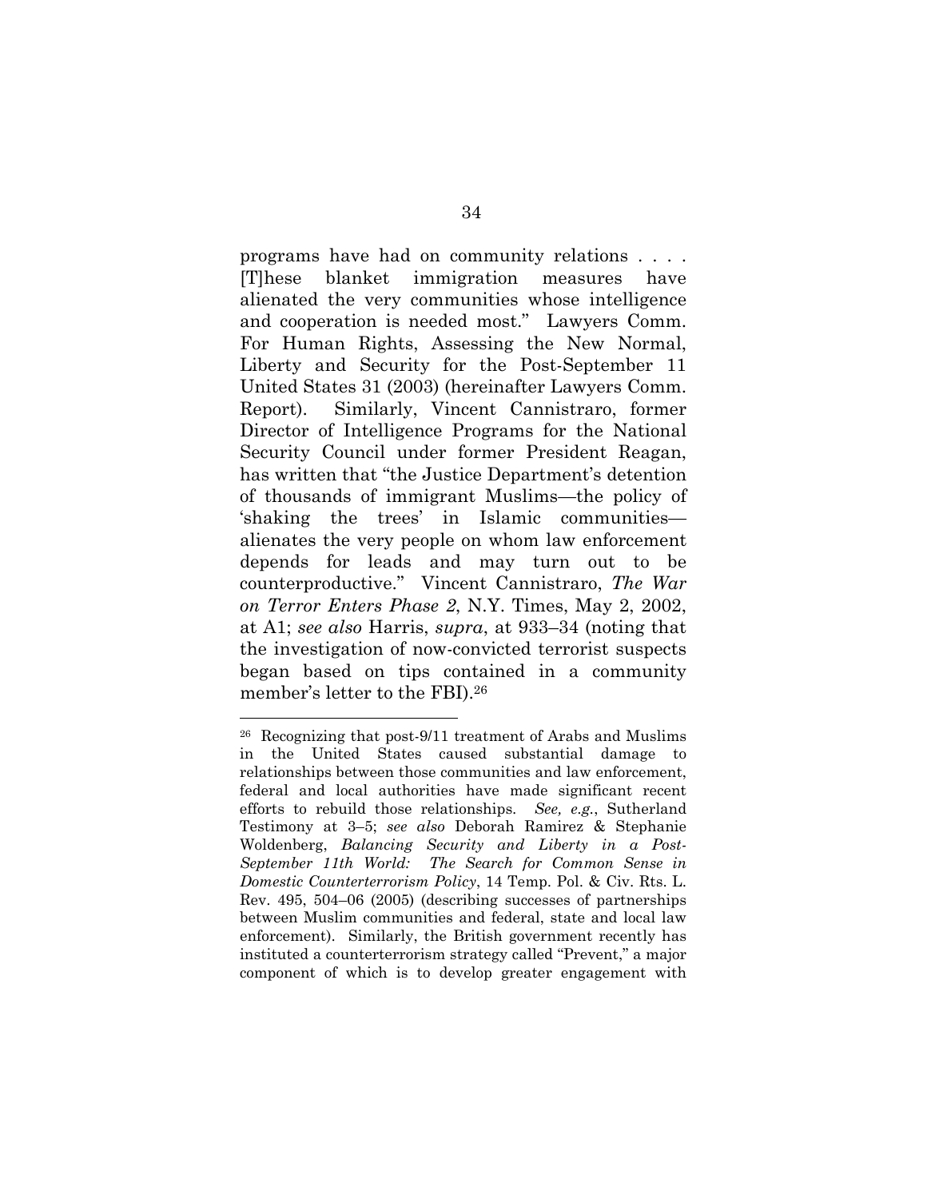programs have had on community relations . . . . [T]hese blanket immigration measures have alienated the very communities whose intelligence and cooperation is needed most." Lawyers Comm. For Human Rights, Assessing the New Normal, Liberty and Security for the Post-September 11 United States 31 (2003) (hereinafter Lawyers Comm. Report). Similarly, Vincent Cannistraro, former Director of Intelligence Programs for the National Security Council under former President Reagan, has written that "the Justice Department's detention of thousands of immigrant Muslims—the policy of 'shaking the trees' in Islamic communities—alienates the very people on whom law enforcement depends for leads and may turn out to be counterproductive." Vincent Cannistraro, *The War on Terror Enters Phase 2*, N.Y. Times, May 2, 2002, at A1; *see also* Harris, *supra*, at 933–34 (noting that the investigation of now-convicted terrorist suspects began based on tips contained in a community member's letter to the FBI).[26]

---

[26] Recognizing that post-9/11 treatment of Arabs and Muslims in the United States caused substantial damage to relationships between those communities and law enforcement, federal and local authorities have made significant recent efforts to rebuild those relationships. *See, e.g.*, Sutherland Testimony at 3–5; *see also* Deborah Ramirez & Stephanie Woldenberg, *Balancing Security and Liberty in a Post-September 11th World: The Search for Common Sense in Domestic Counterterrorism Policy*, 14 Temp. Pol. & Civ. Rts. L. Rev. 495, 504–06 (2005) (describing successes of partnerships between Muslim communities and federal, state and local law enforcement). Similarly, the British government recently has instituted a counterterrorism strategy called "Prevent," a major component of which is to develop greater engagement with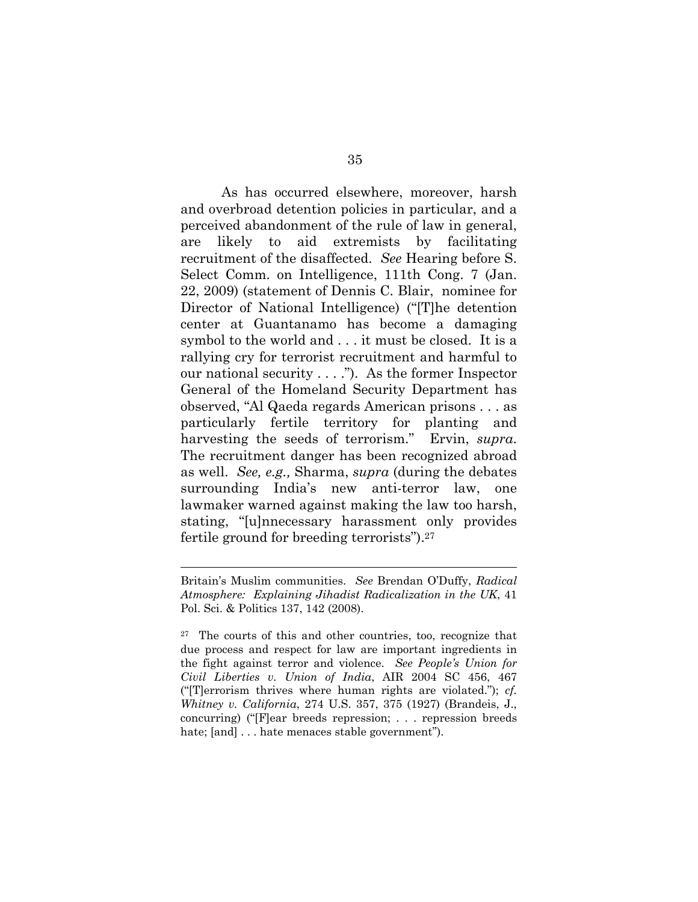As has occurred elsewhere, moreover, harsh and overbroad detention policies in particular, and a perceived abandonment of the rule of law in general, are likely to aid extremists by facilitating recruitment of the disaffected. *See* Hearing before S. Select Comm. on Intelligence, 111th Cong. 7 (Jan. 22, 2009) (statement of Dennis C. Blair, nominee for Director of National Intelligence) ("[T]he detention center at Guantanamo has become a damaging symbol to the world and . . . it must be closed. It is a rallying cry for terrorist recruitment and harmful to our national security . . . ."). As the former Inspector General of the Homeland Security Department has observed, "Al Qaeda regards American prisons . . . as particularly fertile territory for planting and harvesting the seeds of terrorism." Ervin, *supra*. The recruitment danger has been recognized abroad as well. *See, e.g.,* Sharma, *supra* (during the debates surrounding India's new anti-terror law, one lawmaker warned against making the law too harsh, stating, "[u]nnecessary harassment only provides fertile ground for breeding terrorists").[27]

---

Britain's Muslim communities. *See* Brendan O'Duffy, *Radical Atmosphere: Explaining Jihadist Radicalization in the UK*, 41 Pol. Sci. & Politics 137, 142 (2008).

[27] The courts of this and other countries, too, recognize that due process and respect for law are important ingredients in the fight against terror and violence. *See People's Union for Civil Liberties v. Union of India*, AIR 2004 SC 456, 467 ("[T]errorism thrives where human rights are violated."); *cf. Whitney v. California*, 274 U.S. 357, 375 (1927) (Brandeis, J., concurring) ("[F]ear breeds repression; . . . repression breeds hate; [and] . . . hate menaces stable government").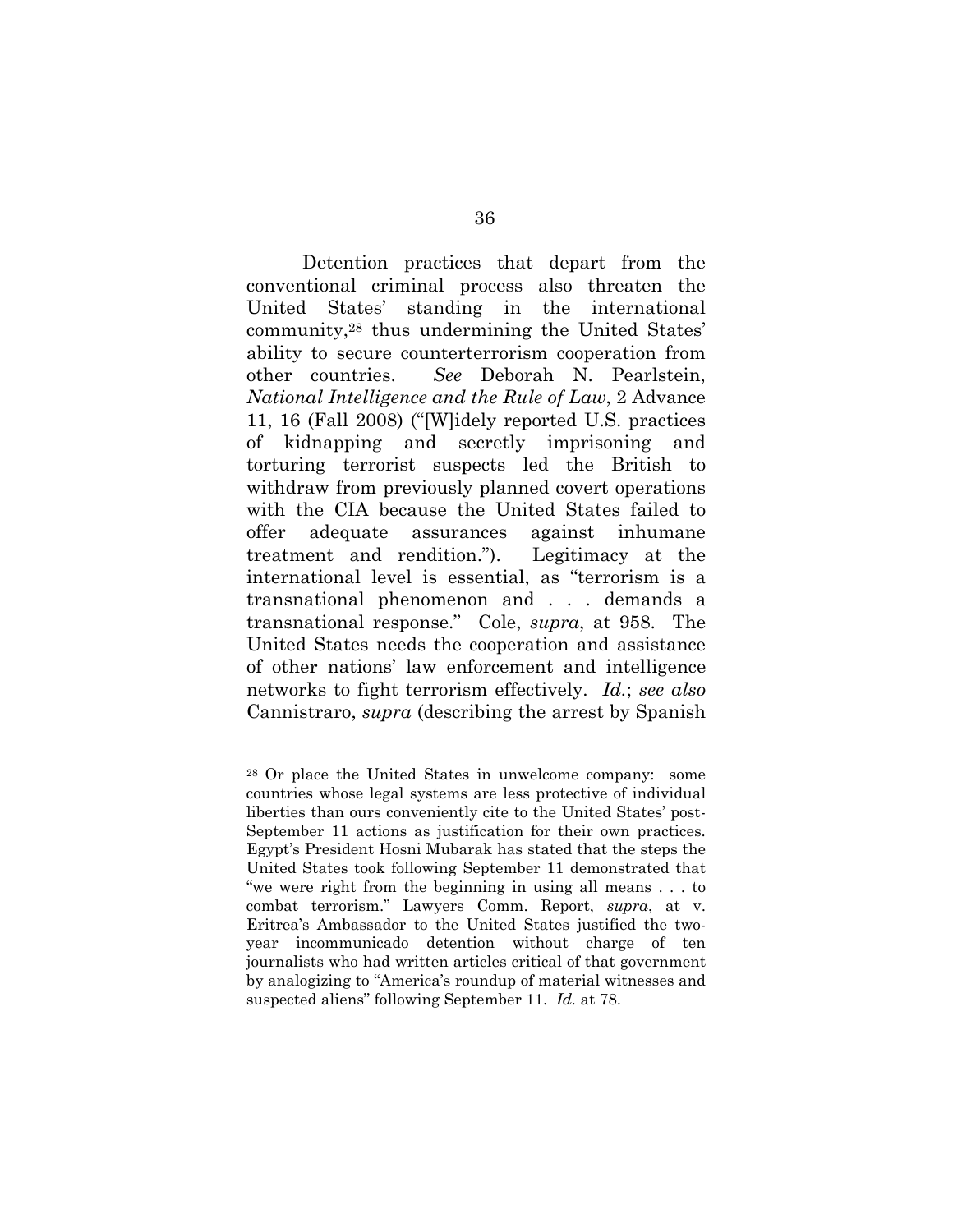Detention practices that depart from the conventional criminal process also threaten the United States' standing in the international community,[28] thus undermining the United States' ability to secure counterterrorism cooperation from other countries. *See* Deborah N. Pearlstein, *National Intelligence and the Rule of Law*, 2 Advance 11, 16 (Fall 2008) ("[W]idely reported U.S. practices of kidnapping and secretly imprisoning and torturing terrorist suspects led the British to withdraw from previously planned covert operations with the CIA because the United States failed to offer adequate assurances against inhumane treatment and rendition."). Legitimacy at the international level is essential, as "terrorism is a transnational phenomenon and . . . demands a transnational response." Cole, *supra*, at 958. The United States needs the cooperation and assistance of other nations' law enforcement and intelligence networks to fight terrorism effectively. *Id.*; *see also* Cannistraro, *supra* (describing the arrest by Spanish

---

[28] Or place the United States in unwelcome company: some countries whose legal systems are less protective of individual liberties than ours conveniently cite to the United States' post-September 11 actions as justification for their own practices. Egypt's President Hosni Mubarak has stated that the steps the United States took following September 11 demonstrated that "we were right from the beginning in using all means . . . to combat terrorism." Lawyers Comm. Report, *supra*, at v. Eritrea's Ambassador to the United States justified the two-year incommunicado detention without charge of ten journalists who had written articles critical of that government by analogizing to "America's roundup of material witnesses and suspected aliens" following September 11. *Id.* at 78.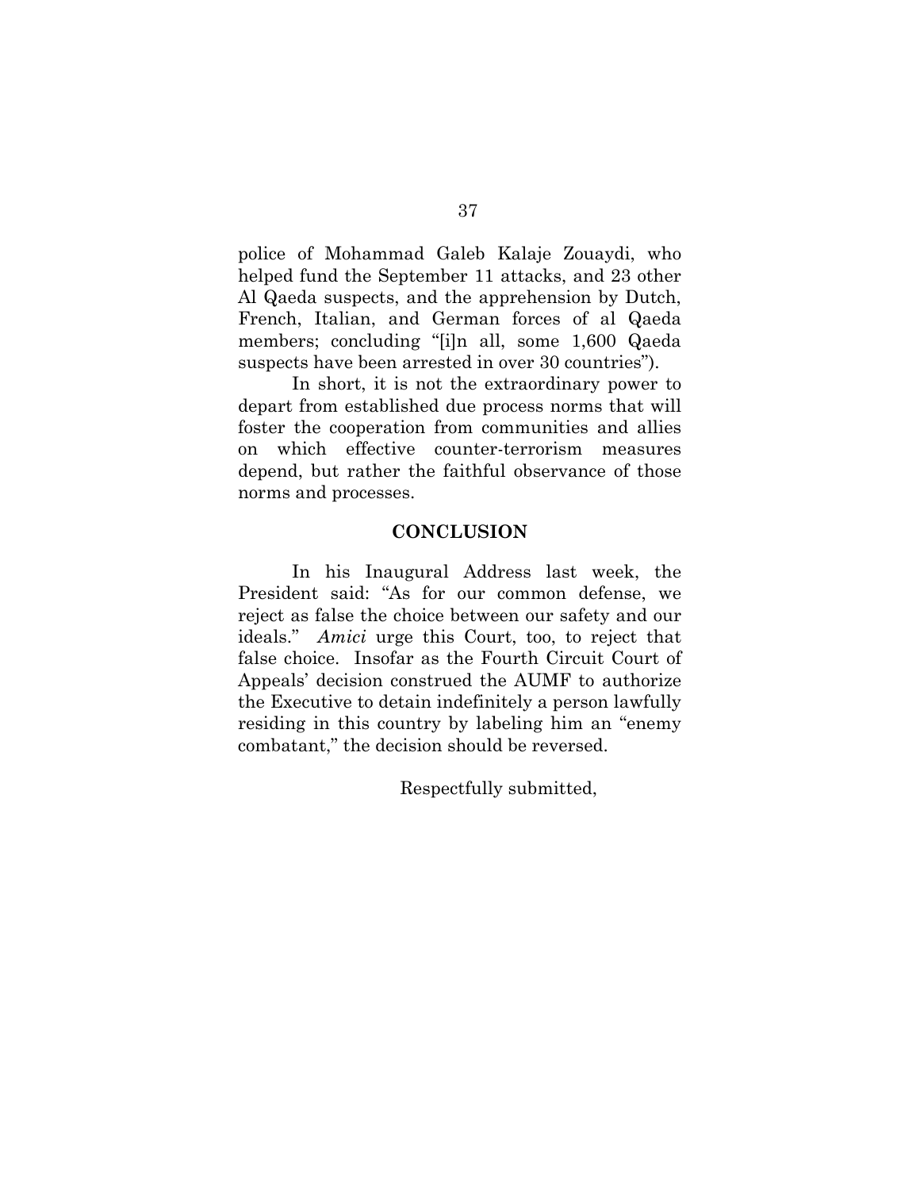police of Mohammad Galeb Kalaje Zouaydi, who helped fund the September 11 attacks, and 23 other Al Qaeda suspects, and the apprehension by Dutch, French, Italian, and German forces of al Qaeda members; concluding "[i]n all, some 1,600 Qaeda suspects have been arrested in over 30 countries").

In short, it is not the extraordinary power to depart from established due process norms that will foster the cooperation from communities and allies on which effective counter-terrorism measures depend, but rather the faithful observance of those norms and processes.

## CONCLUSION

In his Inaugural Address last week, the President said: "As for our common defense, we reject as false the choice between our safety and our ideals." *Amici* urge this Court, too, to reject that false choice. Insofar as the Fourth Circuit Court of Appeals' decision construed the AUMF to authorize the Executive to detain indefinitely a person lawfully residing in this country by labeling him an "enemy combatant," the decision should be reversed.

Respectfully submitted,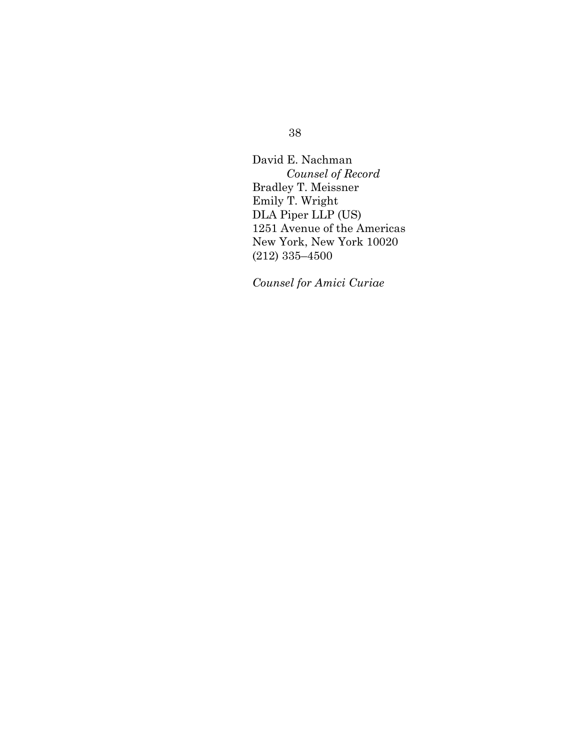David E. Nachman
*Counsel of Record*
Bradley T. Meissner
Emily T. Wright
DLA Piper LLP (US)
1251 Avenue of the Americas
New York, New York 10020
(212) 335–4500

*Counsel for Amici Curiae*